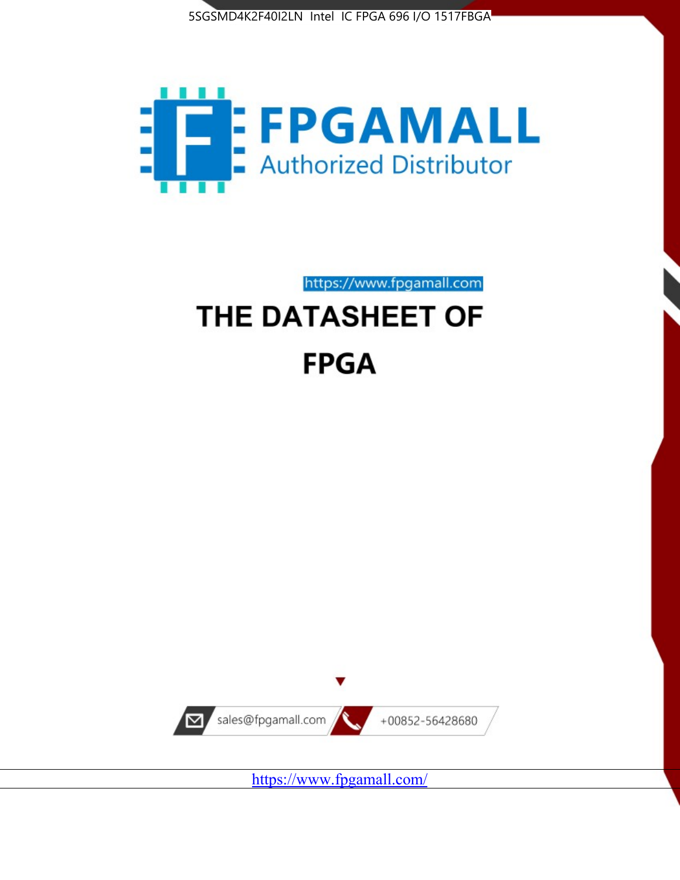5SGSMD4K2F40I2LN Intel IC FPGA 696 I/O 1517FBGA

FPGAMALL

Authorized Distributor

https://www.fpgamall.com

# THE DATASHEET OF

# FPGA

sales@fpgamall.com +00852-56428680

https://www.fpgamall.com/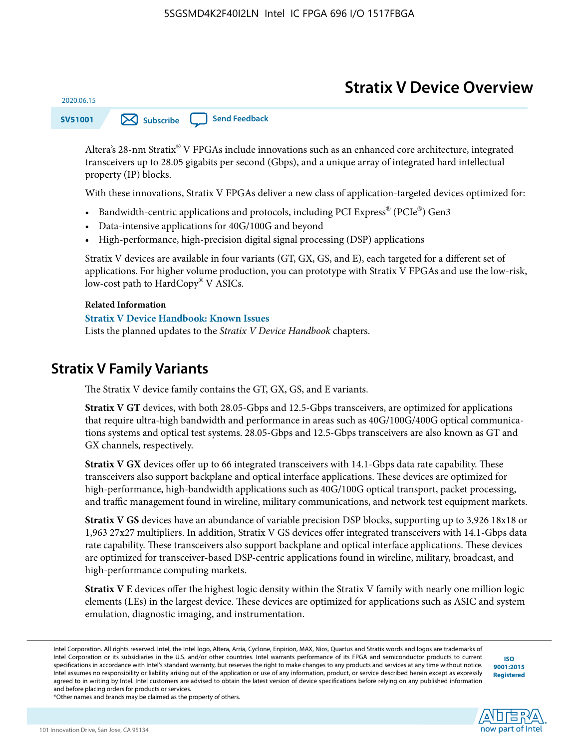# Stratix V Device Overview

2020.06.15

SV51001

Altera's 28-nm Stratix® V FPGAs include innovations such as an enhanced core architecture, integrated transceivers up to 28.05 gigabits per second (Gbps), and a unique array of integrated hard intellectual property (IP) blocks.

With these innovations, Stratix V FPGAs deliver a new class of application-targeted devices optimized for:

- Bandwidth-centric applications and protocols, including PCI Express® (PCIe®) Gen3
- Data-intensive applications for 40G/100G and beyond
- High-performance, high-precision digital signal processing (DSP) applications

Stratix V devices are available in four variants (GT, GX, GS, and E), each targeted for a different set of applications. For higher volume production, you can prototype with Stratix V FPGAs and use the low-risk, low-cost path to HardCopy® V ASICs.

**Related Information**

**Stratix V Device Handbook: Known Issues**

Lists the planned updates to the *Stratix V Device Handbook* chapters.

## Stratix V Family Variants

The Stratix V device family contains the GT, GX, GS, and E variants.

**Stratix V GT** devices, with both 28.05-Gbps and 12.5-Gbps transceivers, are optimized for applications that require ultra-high bandwidth and performance in areas such as 40G/100G/400G optical communications systems and optical test systems. 28.05-Gbps and 12.5-Gbps transceivers are also known as GT and GX channels, respectively.

**Stratix V GX** devices offer up to 66 integrated transceivers with 14.1-Gbps data rate capability. These transceivers also support backplane and optical interface applications. These devices are optimized for high-performance, high-bandwidth applications such as 40G/100G optical transport, packet processing, and traffic management found in wireline, military communications, and network test equipment markets.

**Stratix V GS** devices have an abundance of variable precision DSP blocks, supporting up to 3,926 18x18 or 1,963 27x27 multipliers. In addition, Stratix V GS devices offer integrated transceivers with 14.1-Gbps data rate capability. These transceivers also support backplane and optical interface applications. These devices are optimized for transceiver-based DSP-centric applications found in wireline, military, broadcast, and high-performance computing markets.

**Stratix V E** devices offer the highest logic density within the Stratix V family with nearly one million logic elements (LEs) in the largest device. These devices are optimized for applications such as ASIC and system emulation, diagnostic imaging, and instrumentation.

Intel Corporation. All rights reserved. Intel, the Intel logo, Altera, Arria, Cyclone, Enpirion, MAX, Nios, Quartus and Stratix words and logos are trademarks of Intel Corporation or its subsidiaries in the U.S. and/or other countries. Intel warrants performance of its FPGA and semiconductor products to current specifications in accordance with Intel's standard warranty, but reserves the right to make changes to any products and services at any time without notice. Intel assumes no responsibility or liability arising out of the application or use of any information, product, or service described herein except as expressly agreed to in writing by Intel. Intel customers are advised to obtain the latest version of device specifications before relying on any published information and before placing orders for products or services.
*Other names and brands may be claimed as the property of others.

ISO 9001:2015 Registered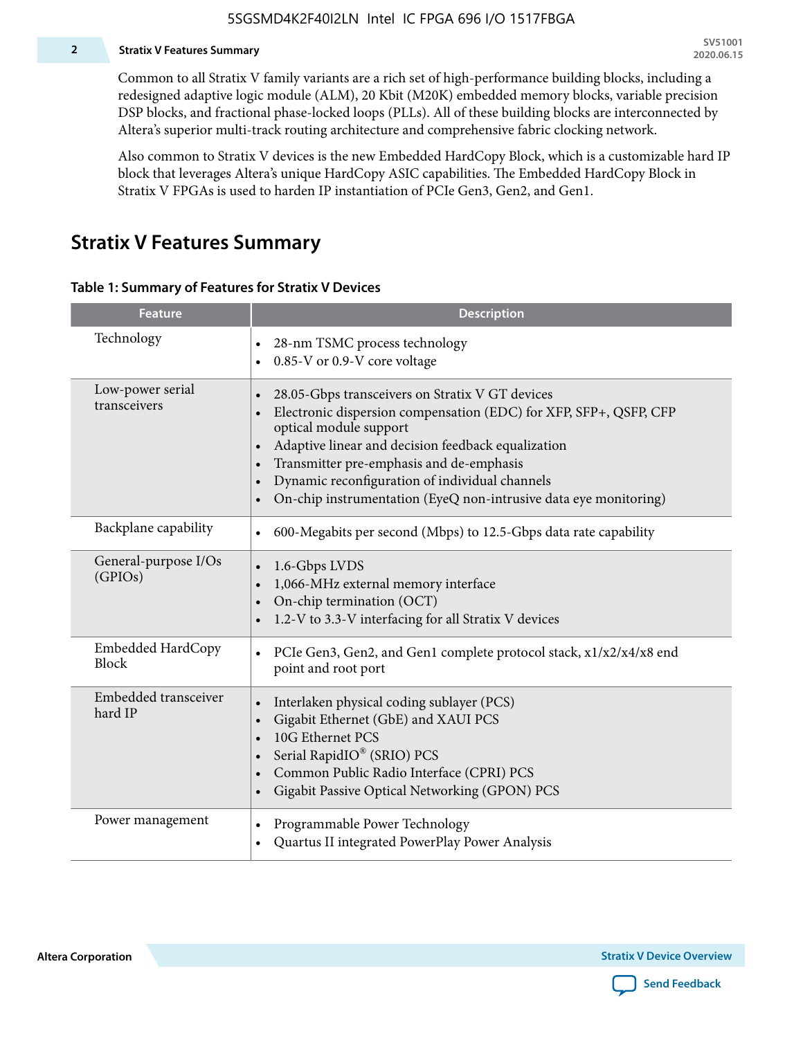Common to all Stratix V family variants are a rich set of high-performance building blocks, including a redesigned adaptive logic module (ALM), 20 Kbit (M20K) embedded memory blocks, variable precision DSP blocks, and fractional phase-locked loops (PLLs). All of these building blocks are interconnected by Altera's superior multi-track routing architecture and comprehensive fabric clocking network.

Also common to Stratix V devices is the new Embedded HardCopy Block, which is a customizable hard IP block that leverages Altera's unique HardCopy ASIC capabilities. The Embedded HardCopy Block in Stratix V FPGAs is used to harden IP instantiation of PCIe Gen3, Gen2, and Gen1.

## Stratix V Features Summary

**Table 1: Summary of Features for Stratix V Devices**

| Feature | Description |
|---|---|
| Technology | • 28-nm TSMC process technology<br>• 0.85-V or 0.9-V core voltage |
| Low-power serial transceivers | • 28.05-Gbps transceivers on Stratix V GT devices<br>• Electronic dispersion compensation (EDC) for XFP, SFP+, QSFP, CFP optical module support<br>• Adaptive linear and decision feedback equalization<br>• Transmitter pre-emphasis and de-emphasis<br>• Dynamic reconfiguration of individual channels<br>• On-chip instrumentation (EyeQ non-intrusive data eye monitoring) |
| Backplane capability | • 600-Megabits per second (Mbps) to 12.5-Gbps data rate capability |
| General-purpose I/Os (GPIOs) | • 1.6-Gbps LVDS<br>• 1,066-MHz external memory interface<br>• On-chip termination (OCT)<br>• 1.2-V to 3.3-V interfacing for all Stratix V devices |
| Embedded HardCopy Block | • PCIe Gen3, Gen2, and Gen1 complete protocol stack, x1/x2/x4/x8 end point and root port |
| Embedded transceiver hard IP | • Interlaken physical coding sublayer (PCS)<br>• Gigabit Ethernet (GbE) and XAUI PCS<br>• 10G Ethernet PCS<br>• Serial RapidIO® (SRIO) PCS<br>• Common Public Radio Interface (CPRI) PCS<br>• Gigabit Passive Optical Networking (GPON) PCS |
| Power management | • Programmable Power Technology<br>• Quartus II integrated PowerPlay Power Analysis |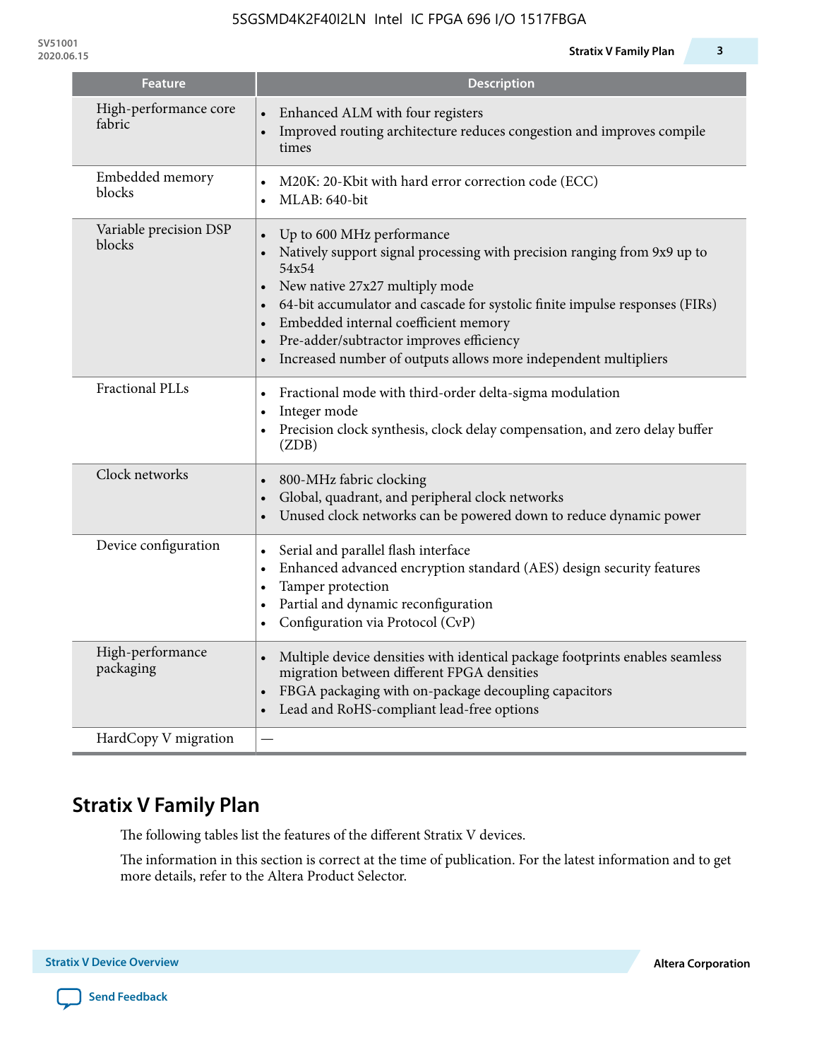| Feature | Description |
| --- | --- |
| High-performance core fabric | • Enhanced ALM with four registers<br>• Improved routing architecture reduces congestion and improves compile times |
| Embedded memory blocks | • M20K: 20-Kbit with hard error correction code (ECC)<br>• MLAB: 640-bit |
| Variable precision DSP blocks | • Up to 600 MHz performance<br>• Natively support signal processing with precision ranging from 9x9 up to 54x54<br>• New native 27x27 multiply mode<br>• 64-bit accumulator and cascade for systolic finite impulse responses (FIRs)<br>• Embedded internal coefficient memory<br>• Pre-adder/subtractor improves efficiency<br>• Increased number of outputs allows more independent multipliers |
| Fractional PLLs | • Fractional mode with third-order delta-sigma modulation<br>• Integer mode<br>• Precision clock synthesis, clock delay compensation, and zero delay buffer (ZDB) |
| Clock networks | • 800-MHz fabric clocking<br>• Global, quadrant, and peripheral clock networks<br>• Unused clock networks can be powered down to reduce dynamic power |
| Device configuration | • Serial and parallel flash interface<br>• Enhanced advanced encryption standard (AES) design security features<br>• Tamper protection<br>• Partial and dynamic reconfiguration<br>• Configuration via Protocol (CvP) |
| High-performance packaging | • Multiple device densities with identical package footprints enables seamless migration between different FPGA densities<br>• FBGA packaging with on-package decoupling capacitors<br>• Lead and RoHS-compliant lead-free options |
| HardCopy V migration | — |

## Stratix V Family Plan

The following tables list the features of the different Stratix V devices.

The information in this section is correct at the time of publication. For the latest information and to get more details, refer to the Altera Product Selector.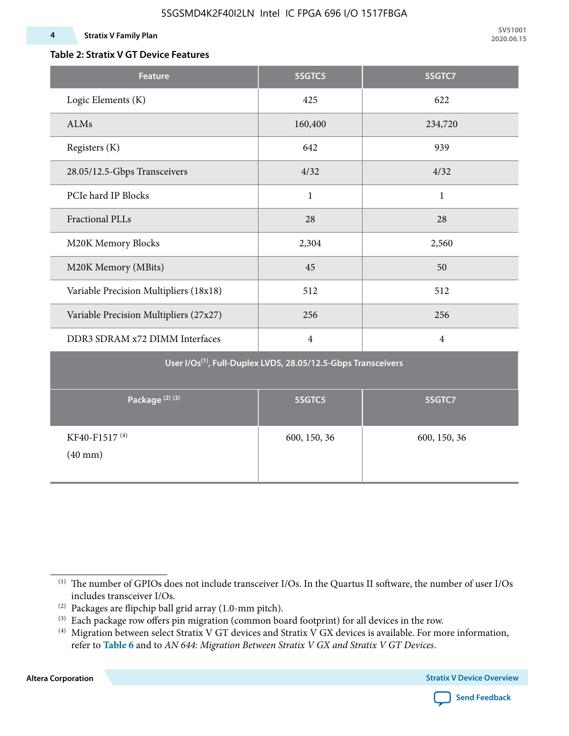### Table 2: Stratix V GT Device Features

| Feature | 5SGTC5 | 5SGTC7 |
|---|---|---|
| Logic Elements (K) | 425 | 622 |
| ALMs | 160,400 | 234,720 |
| Registers (K) | 642 | 939 |
| 28.05/12.5-Gbps Transceivers | 4/32 | 4/32 |
| PCIe hard IP Blocks | 1 | 1 |
| Fractional PLLs | 28 | 28 |
| M20K Memory Blocks | 2,304 | 2,560 |
| M20K Memory (MBits) | 45 | 50 |
| Variable Precision Multipliers (18x18) | 512 | 512 |
| Variable Precision Multipliers (27x27) | 256 | 256 |
| DDR3 SDRAM x72 DIMM Interfaces | 4 | 4 |
| **User I/Os[(1)], Full-Duplex LVDS, 28.05/12.5-Gbps Transceivers** | | |
| **Package [(2)] [(3)]** | **5SGTC5** | **5SGTC7** |
| KF40-F1517 [(4)] (40 mm) | 600, 150, 36 | 600, 150, 36 |

(1) The number of GPIOs does not include transceiver I/Os. In the Quartus II software, the number of user I/Os includes transceiver I/Os.

(2) Packages are flipchip ball grid array (1.0-mm pitch).

(3) Each package row offers pin migration (common board footprint) for all devices in the row.

(4) Migration between select Stratix V GT devices and Stratix V GX devices is available. For more information, refer to **Table 6** and to *AN 644: Migration Between Stratix V GX and Stratix V GT Devices*.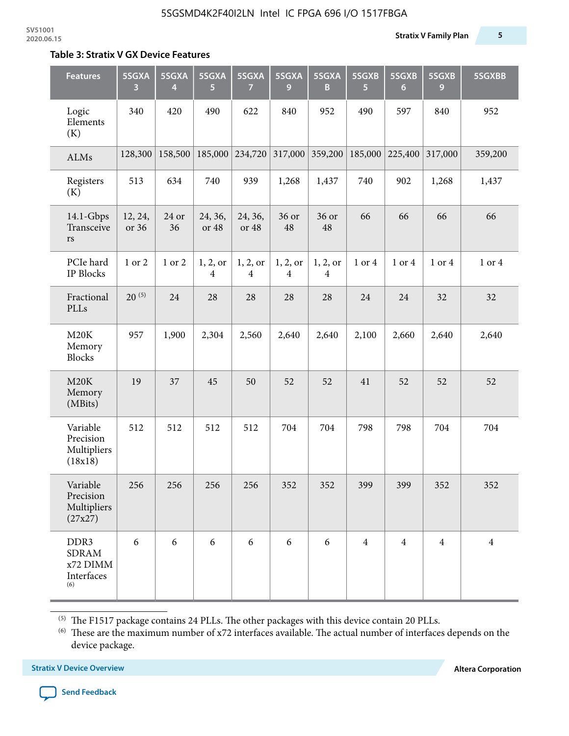**Table 3: Stratix V GX Device Features**

| Features | 5SGXA 3 | 5SGXA 4 | 5SGXA 5 | 5SGXA 7 | 5SGXA 9 | 5SGXA B | 5SGXB 5 | 5SGXB 6 | 5SGXB 9 | 5SGXBB |
|---|---|---|---|---|---|---|---|---|---|---|
| Logic Elements (K) | 340 | 420 | 490 | 622 | 840 | 952 | 490 | 597 | 840 | 952 |
| ALMs | 128,300 | 158,500 | 185,000 | 234,720 | 317,000 | 359,200 | 185,000 | 225,400 | 317,000 | 359,200 |
| Registers (K) | 513 | 634 | 740 | 939 | 1,268 | 1,437 | 740 | 902 | 1,268 | 1,437 |
| 14.1-Gbps Transceivers | 12, 24, or 36 | 24 or 36 | 24, 36, or 48 | 24, 36, or 48 | 36 or 48 | 36 or 48 | 66 | 66 | 66 | 66 |
| PCIe hard IP Blocks | 1 or 2 | 1 or 2 | 1, 2, or 4 | 1, 2, or 4 | 1, 2, or 4 | 1, 2, or 4 | 1 or 4 | 1 or 4 | 1 or 4 | 1 or 4 |
| Fractional PLLs | 20 (5) | 24 | 28 | 28 | 28 | 28 | 24 | 24 | 32 | 32 |
| M20K Memory Blocks | 957 | 1,900 | 2,304 | 2,560 | 2,640 | 2,640 | 2,100 | 2,660 | 2,640 | 2,640 |
| M20K Memory (MBits) | 19 | 37 | 45 | 50 | 52 | 52 | 41 | 52 | 52 | 52 |
| Variable Precision Multipliers (18x18) | 512 | 512 | 512 | 512 | 704 | 704 | 798 | 798 | 704 | 704 |
| Variable Precision Multipliers (27x27) | 256 | 256 | 256 | 256 | 352 | 352 | 399 | 399 | 352 | 352 |
| DDR3 SDRAM x72 DIMM Interfaces (6) | 6 | 6 | 6 | 6 | 6 | 6 | 4 | 4 | 4 | 4 |

(5) The F1517 package contains 24 PLLs. The other packages with this device contain 20 PLLs.

(6) These are the maximum number of x72 interfaces available. The actual number of interfaces depends on the device package.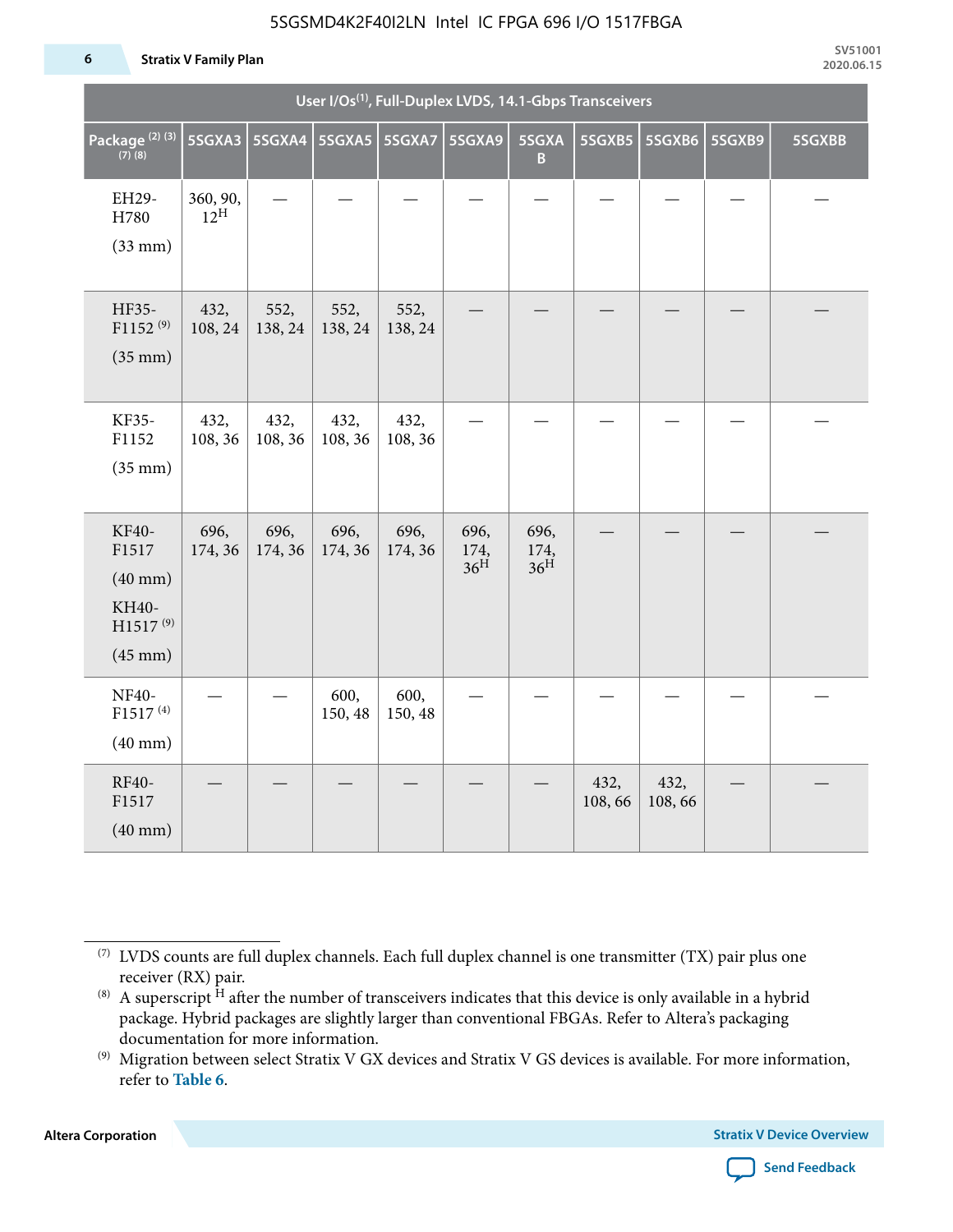| User I/Os[1], Full-Duplex LVDS, 14.1-Gbps Transceivers | | | | | | | | | | |
|---|---|---|---|---|---|---|---|---|---|---|
| Package [2] [3] [7] [8] | 5SGXA3 | 5SGXA4 | 5SGXA5 | 5SGXA7 | 5SGXA9 | 5SGXAB | 5SGXB5 | 5SGXB6 | 5SGXB9 | 5SGXBB |
| EH29-H780 (33 mm) | 360, 90, 12H | — | — | — | — | — | — | — | — | — |
| HF35-F1152 [9] (35 mm) | 432, 108, 24 | 552, 138, 24 | 552, 138, 24 | 552, 138, 24 | — | — | — | — | — | — |
| KF35-F1152 (35 mm) | 432, 108, 36 | 432, 108, 36 | 432, 108, 36 | 432, 108, 36 | — | — | — | — | — | — |
| KF40-F1517 (40 mm) KH40-H1517 [9] (45 mm) | 696, 174, 36 | 696, 174, 36 | 696, 174, 36 | 696, 174, 36 | 696, 174, 36H | 696, 174, 36H | — | — | — | — |
| NF40-F1517 [4] (40 mm) | — | — | 600, 150, 48 | 600, 150, 48 | — | — | — | — | — | — |
| RF40-F1517 (40 mm) | — | — | — | — | — | — | 432, 108, 66 | 432, 108, 66 | — | — |

(7) LVDS counts are full duplex channels. Each full duplex channel is one transmitter (TX) pair plus one receiver (RX) pair.

(8) A superscript H after the number of transceivers indicates that this device is only available in a hybrid package. Hybrid packages are slightly larger than conventional FBGAs. Refer to Altera's packaging documentation for more information.

(9) Migration between select Stratix V GX devices and Stratix V GS devices is available. For more information, refer to **Table 6**.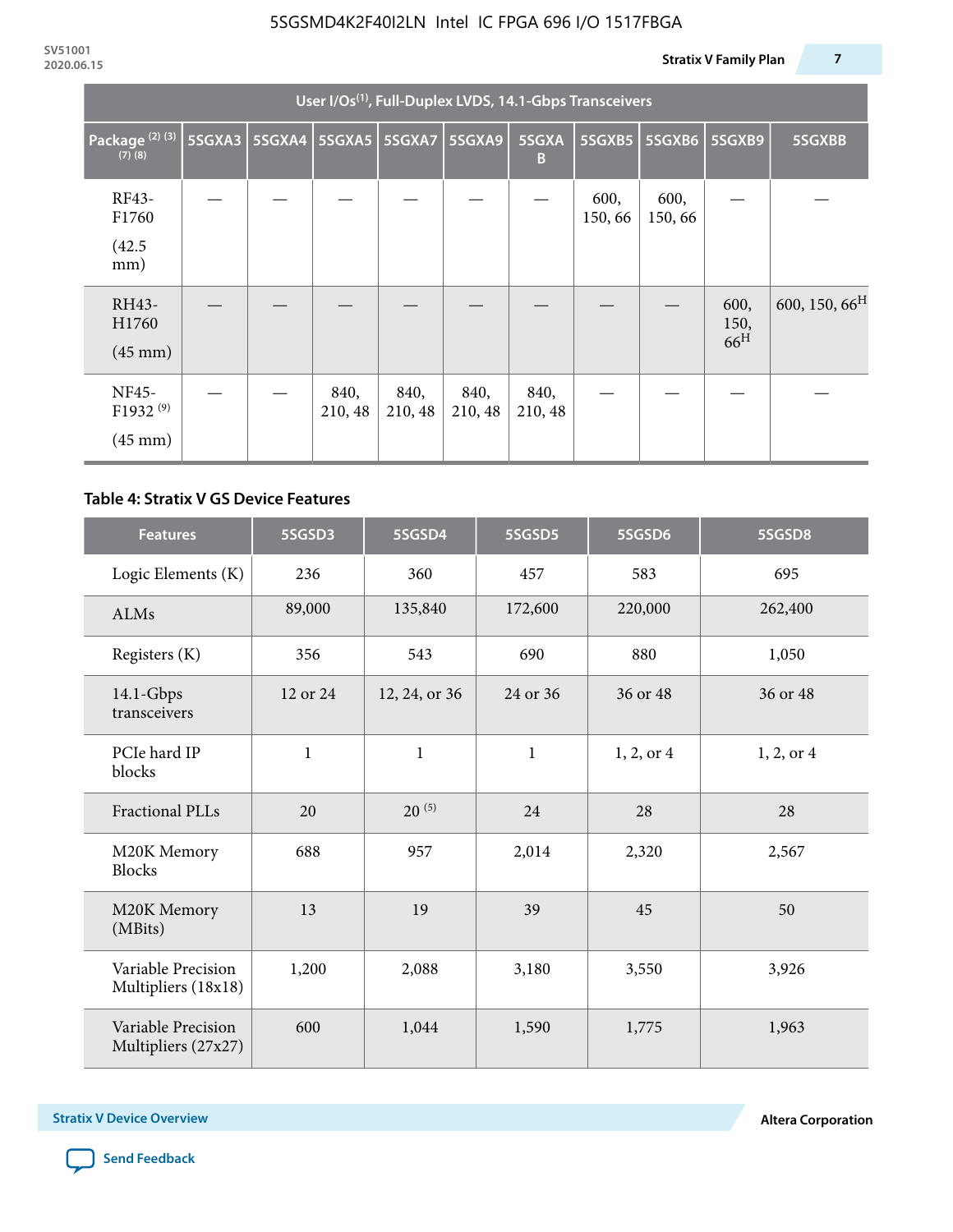| User I/Os(1), Full-Duplex LVDS, 14.1-Gbps Transceivers | | | | | | | | | | |
|---|---|---|---|---|---|---|---|---|---|---|
| Package (2) (3) (7) (8) | 5SGXA3 | 5SGXA4 | 5SGXA5 | 5SGXA7 | 5SGXA9 | 5SGXAB | 5SGXB5 | 5SGXB6 | 5SGXB9 | 5SGXBB |
| RF43-F1760 (42.5 mm) | — | — | — | — | — | — | 600, 150, 66 | 600, 150, 66 | — | — |
| RH43-H1760 (45 mm) | — | — | — | — | — | — | — | — | 600, 150, 66H | 600, 150, 66H |
| NF45-F1932 (9) (45 mm) | — | — | 840, 210, 48 | 840, 210, 48 | 840, 210, 48 | 840, 210, 48 | — | — | — | — |

**Table 4: Stratix V GS Device Features**

| Features | 5SGSD3 | 5SGSD4 | 5SGSD5 | 5SGSD6 | 5SGSD8 |
|---|---|---|---|---|---|
| Logic Elements (K) | 236 | 360 | 457 | 583 | 695 |
| ALMs | 89,000 | 135,840 | 172,600 | 220,000 | 262,400 |
| Registers (K) | 356 | 543 | 690 | 880 | 1,050 |
| 14.1-Gbps transceivers | 12 or 24 | 12, 24, or 36 | 24 or 36 | 36 or 48 | 36 or 48 |
| PCIe hard IP blocks | 1 | 1 | 1 | 1, 2, or 4 | 1, 2, or 4 |
| Fractional PLLs | 20 | 20 (5) | 24 | 28 | 28 |
| M20K Memory Blocks | 688 | 957 | 2,014 | 2,320 | 2,567 |
| M20K Memory (MBits) | 13 | 19 | 39 | 45 | 50 |
| Variable Precision Multipliers (18x18) | 1,200 | 2,088 | 3,180 | 3,550 | 3,926 |
| Variable Precision Multipliers (27x27) | 600 | 1,044 | 1,590 | 1,775 | 1,963 |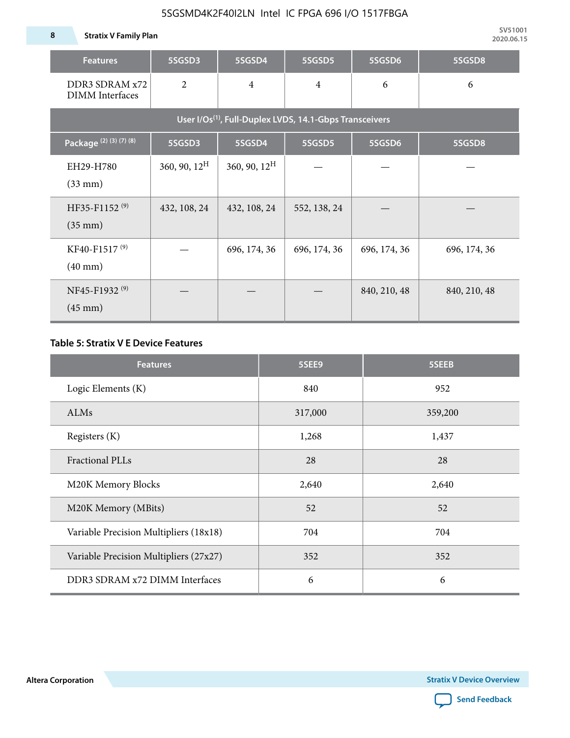| Features | 5SGSD3 | 5SGSD4 | 5SGSD5 | 5SGSD6 | 5SGSD8 |
|---|---|---|---|---|---|
| DDR3 SDRAM x72 DIMM Interfaces | 2 | 4 | 4 | 6 | 6 |
| User I/Os[(1)], Full-Duplex LVDS, 14.1-Gbps Transceivers | | | | | |
| Package [(2) (3) (7) (8)] | 5SGSD3 | 5SGSD4 | 5SGSD5 | 5SGSD6 | 5SGSD8 |
| EH29-H780 (33 mm) | 360, 90, 12[H] | 360, 90, 12[H] | — | — | — |
| HF35-F1152 [(9)] (35 mm) | 432, 108, 24 | 432, 108, 24 | 552, 138, 24 | — | — |
| KF40-F1517 [(9)] (40 mm) | — | 696, 174, 36 | 696, 174, 36 | 696, 174, 36 | 696, 174, 36 |
| NF45-F1932 [(9)] (45 mm) | — | — | — | 840, 210, 48 | 840, 210, 48 |

### Table 5: Stratix V E Device Features

| Features | 5SEE9 | 5SEEB |
|---|---|---|
| Logic Elements (K) | 840 | 952 |
| ALMs | 317,000 | 359,200 |
| Registers (K) | 1,268 | 1,437 |
| Fractional PLLs | 28 | 28 |
| M20K Memory Blocks | 2,640 | 2,640 |
| M20K Memory (MBits) | 52 | 52 |
| Variable Precision Multipliers (18x18) | 704 | 704 |
| Variable Precision Multipliers (27x27) | 352 | 352 |
| DDR3 SDRAM x72 DIMM Interfaces | 6 | 6 |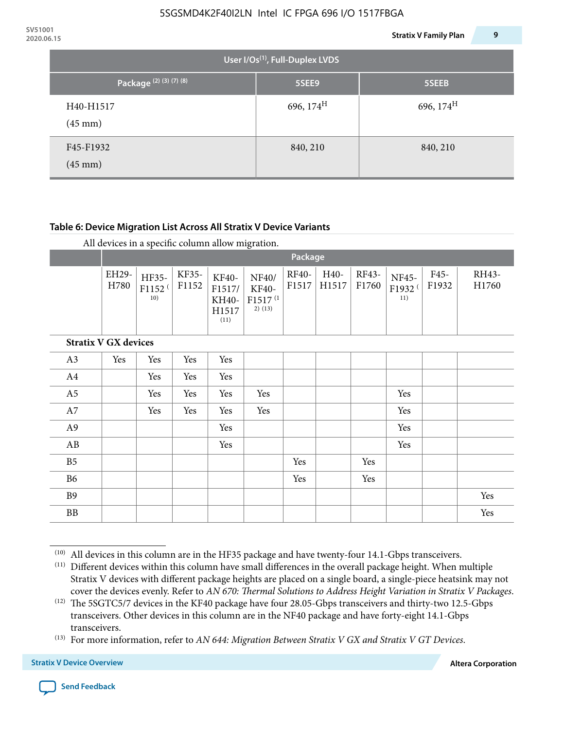| User I/Os(1), Full-Duplex LVDS | | |
|---|---|---|
| Package (2) (3) (7) (8) | 5SEE9 | 5SEEB |
| H40-H1517 (45 mm) | 696, 174[H] | 696, 174[H] |
| F45-F1932 (45 mm) | 840, 210 | 840, 210 |

**Table 6: Device Migration List Across All Stratix V Device Variants**

All devices in a specific column allow migration.

| | Package | | | | | | | | | | |
|---|---|---|---|---|---|---|---|---|---|---|---|
| | EH29-H780 | HF35-F1152 (10) | KF35-F1152 | KF40-F1517/ KH40-H1517 (11) | NF40/ KF40-F1517 (12) (13) | RF40-F1517 | H40-H1517 | RF43-F1760 | NF45-F1932 (11) | F45-F1932 | RH43-H1760 |
| **Stratix V GX devices** | | | | | | | | | | | |
| A3 | Yes | Yes | Yes | Yes | | | | | | | |
| A4 | | Yes | Yes | Yes | | | | | | | |
| A5 | | Yes | Yes | Yes | Yes | | | | Yes | | |
| A7 | | Yes | Yes | Yes | Yes | | | | Yes | | |
| A9 | | | | Yes | | | | | Yes | | |
| AB | | | | Yes | | | | | Yes | | |
| B5 | | | | | | Yes | | Yes | | | |
| B6 | | | | | | Yes | | Yes | | | |
| B9 | | | | | | | | | | | Yes |
| BB | | | | | | | | | | | Yes |

(10) All devices in this column are in the HF35 package and have twenty-four 14.1-Gbps transceivers.

(11) Different devices within this column have small differences in the overall package height. When multiple Stratix V devices with different package heights are placed on a single board, a single-piece heatsink may not cover the devices evenly. Refer to *AN 670: Thermal Solutions to Address Height Variation in Stratix V Packages*.

(12) The 5SGTC5/7 devices in the KF40 package have four 28.05-Gbps transceivers and thirty-two 12.5-Gbps transceivers. Other devices in this column are in the NF40 package and have forty-eight 14.1-Gbps transceivers.

(13) For more information, refer to *AN 644: Migration Between Stratix V GX and Stratix V GT Devices*.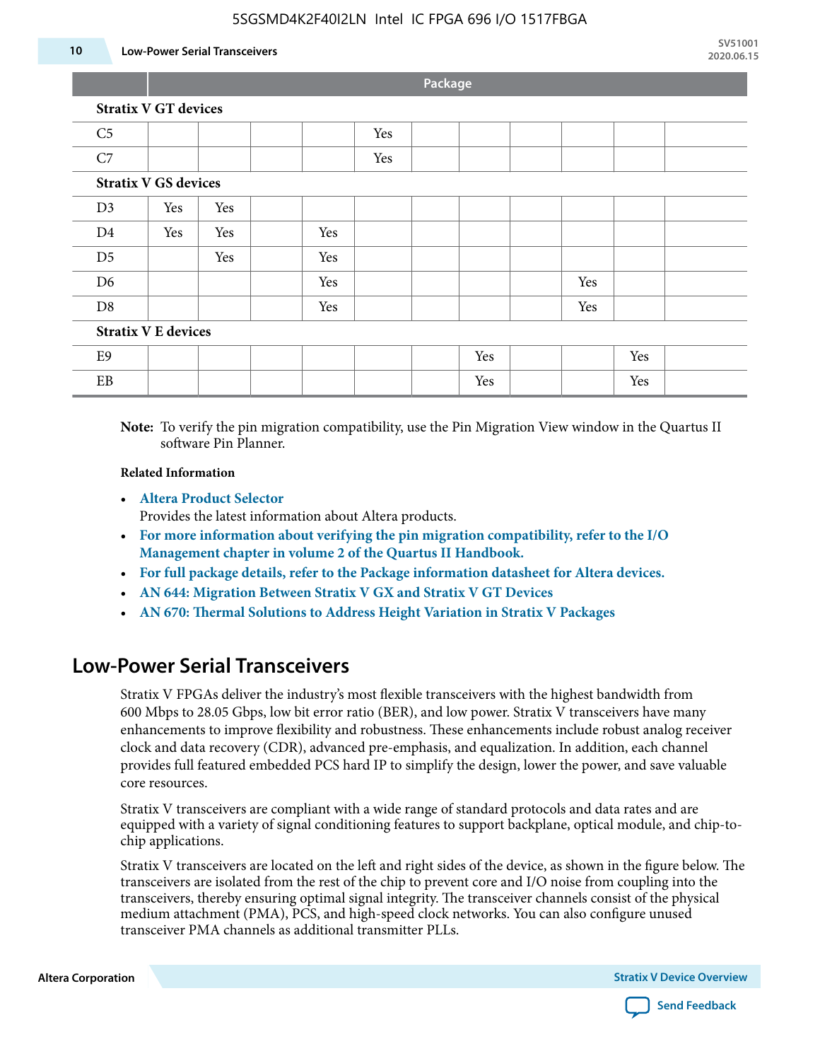| | Package | | | | | | | | | | |
|---|---|---|---|---|---|---|---|---|---|---|---|
| **Stratix V GT devices** | | | | | | | | | | | |
| C5 | | | | | Yes | | | | | | |
| C7 | | | | | Yes | | | | | | |
| **Stratix V GS devices** | | | | | | | | | | | |
| D3 | Yes | Yes | | | | | | | | | |
| D4 | Yes | Yes | | Yes | | | | | | | |
| D5 | | Yes | | Yes | | | | | | | |
| D6 | | | | Yes | | | | | Yes | | |
| D8 | | | | Yes | | | | | Yes | | |
| **Stratix V E devices** | | | | | | | | | | | |
| E9 | | | | | | | Yes | | | Yes | |
| EB | | | | | | | Yes | | | Yes | |

**Note:** To verify the pin migration compatibility, use the Pin Migration View window in the Quartus II software Pin Planner.

**Related Information**

- **Altera Product Selector**
  Provides the latest information about Altera products.
- **For more information about verifying the pin migration compatibility, refer to the I/O Management chapter in volume 2 of the Quartus II Handbook.**
- **For full package details, refer to the Package information datasheet for Altera devices.**
- **AN 644: Migration Between Stratix V GX and Stratix V GT Devices**
- **AN 670: Thermal Solutions to Address Height Variation in Stratix V Packages**

## Low-Power Serial Transceivers

Stratix V FPGAs deliver the industry's most flexible transceivers with the highest bandwidth from 600 Mbps to 28.05 Gbps, low bit error ratio (BER), and low power. Stratix V transceivers have many enhancements to improve flexibility and robustness. These enhancements include robust analog receiver clock and data recovery (CDR), advanced pre-emphasis, and equalization. In addition, each channel provides full featured embedded PCS hard IP to simplify the design, lower the power, and save valuable core resources.

Stratix V transceivers are compliant with a wide range of standard protocols and data rates and are equipped with a variety of signal conditioning features to support backplane, optical module, and chip-to-chip applications.

Stratix V transceivers are located on the left and right sides of the device, as shown in the figure below. The transceivers are isolated from the rest of the chip to prevent core and I/O noise from coupling into the transceivers, thereby ensuring optimal signal integrity. The transceiver channels consist of the physical medium attachment (PMA), PCS, and high-speed clock networks. You can also configure unused transceiver PMA channels as additional transmitter PLLs.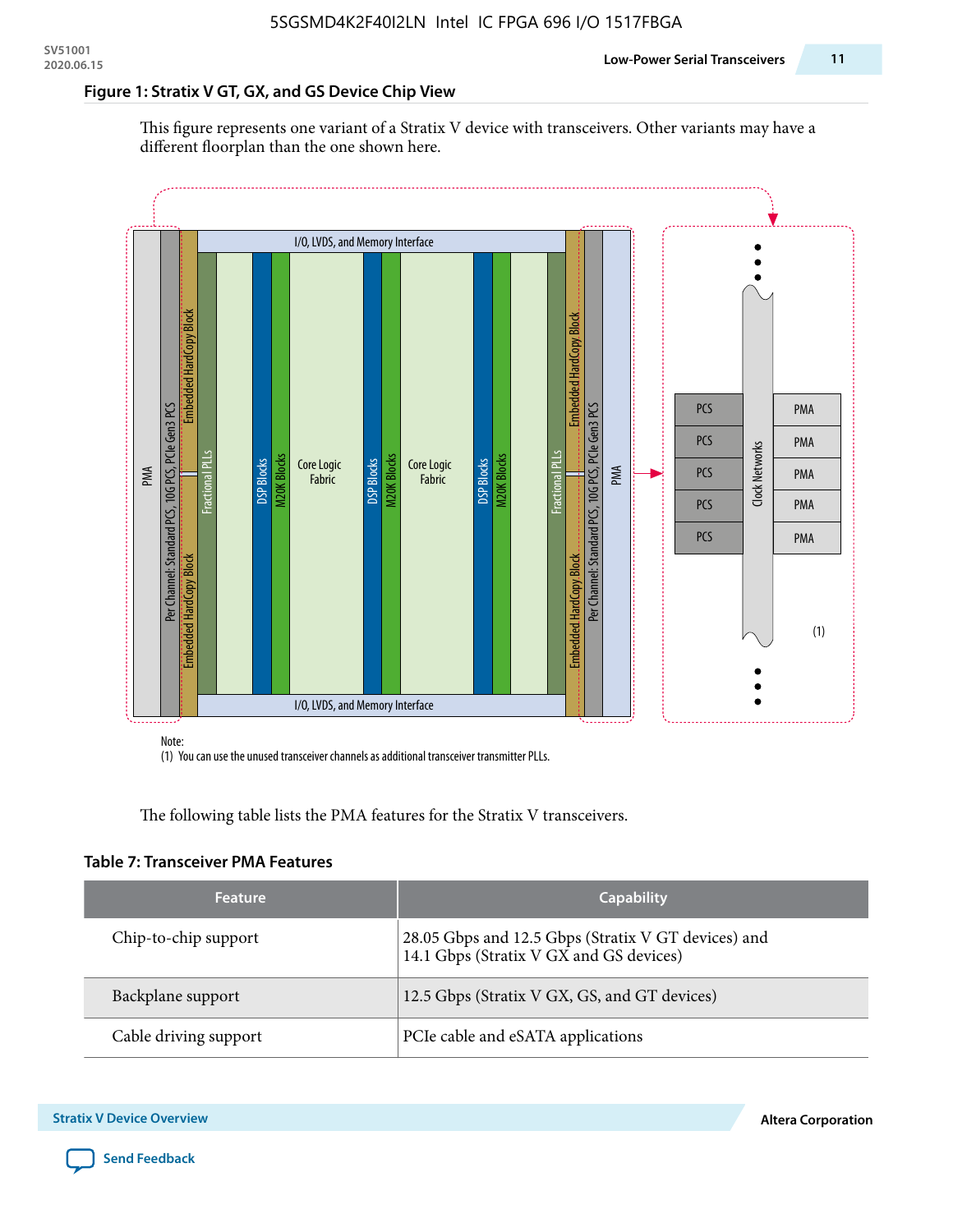**Figure 1: Stratix V GT, GX, and GS Device Chip View**

This figure represents one variant of a Stratix V device with transceivers. Other variants may have a different floorplan than the one shown here.

Note:
(1) You can use the unused transceiver channels as additional transceiver transmitter PLLs.

The following table lists the PMA features for the Stratix V transceivers.

**Table 7: Transceiver PMA Features**

| Feature | Capability |
| --- | --- |
| Chip-to-chip support | 28.05 Gbps and 12.5 Gbps (Stratix V GT devices) and 14.1 Gbps (Stratix V GX and GS devices) |
| Backplane support | 12.5 Gbps (Stratix V GX, GS, and GT devices) |
| Cable driving support | PCIe cable and eSATA applications |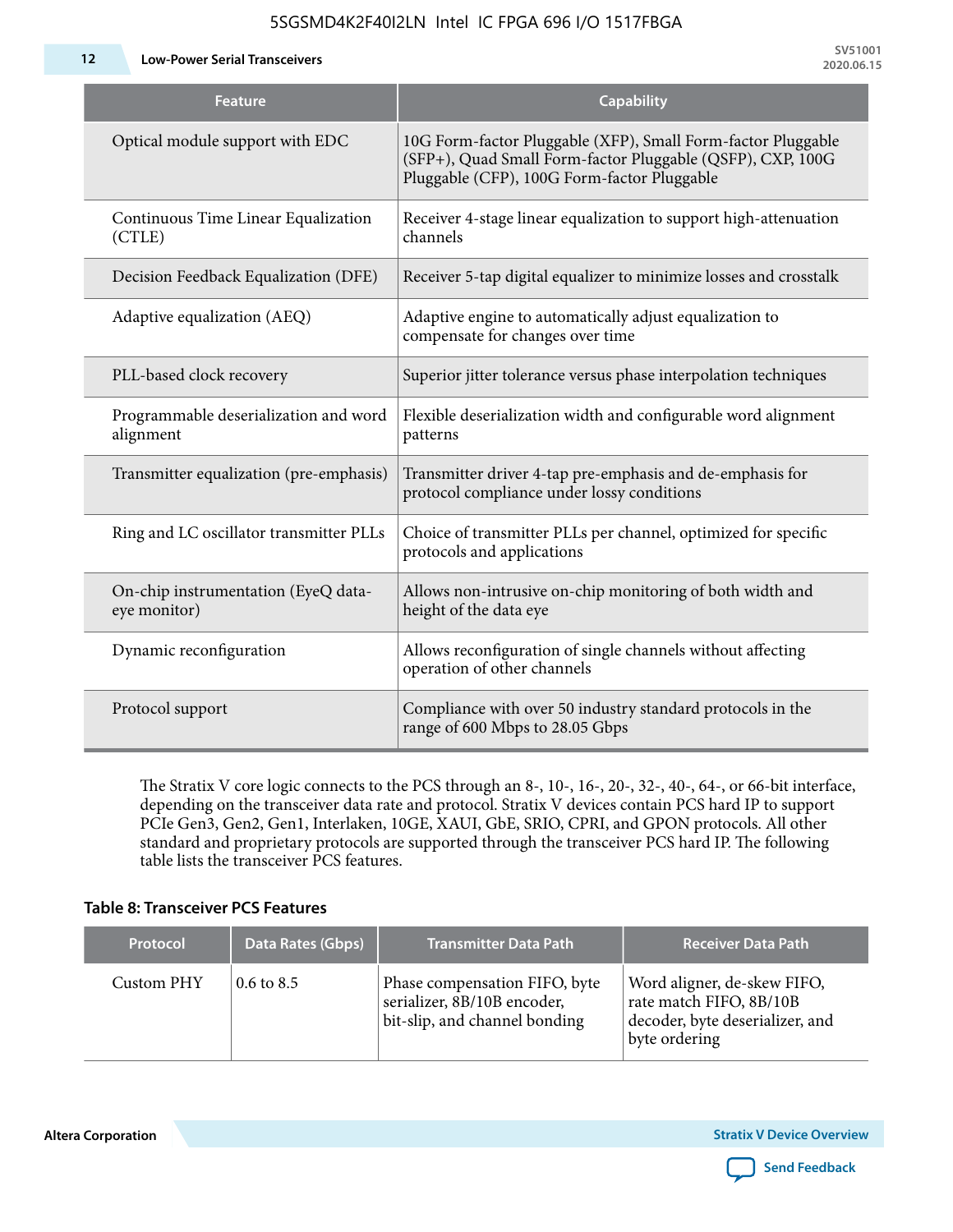| Feature | Capability |
| --- | --- |
| Optical module support with EDC | 10G Form-factor Pluggable (XFP), Small Form-factor Pluggable (SFP+), Quad Small Form-factor Pluggable (QSFP), CXP, 100G Pluggable (CFP), 100G Form-factor Pluggable |
| Continuous Time Linear Equalization (CTLE) | Receiver 4-stage linear equalization to support high-attenuation channels |
| Decision Feedback Equalization (DFE) | Receiver 5-tap digital equalizer to minimize losses and crosstalk |
| Adaptive equalization (AEQ) | Adaptive engine to automatically adjust equalization to compensate for changes over time |
| PLL-based clock recovery | Superior jitter tolerance versus phase interpolation techniques |
| Programmable deserialization and word alignment | Flexible deserialization width and configurable word alignment patterns |
| Transmitter equalization (pre-emphasis) | Transmitter driver 4-tap pre-emphasis and de-emphasis for protocol compliance under lossy conditions |
| Ring and LC oscillator transmitter PLLs | Choice of transmitter PLLs per channel, optimized for specific protocols and applications |
| On-chip instrumentation (EyeQ data-eye monitor) | Allows non-intrusive on-chip monitoring of both width and height of the data eye |
| Dynamic reconfiguration | Allows reconfiguration of single channels without affecting operation of other channels |
| Protocol support | Compliance with over 50 industry standard protocols in the range of 600 Mbps to 28.05 Gbps |

The Stratix V core logic connects to the PCS through an 8-, 10-, 16-, 20-, 32-, 40-, 64-, or 66-bit interface, depending on the transceiver data rate and protocol. Stratix V devices contain PCS hard IP to support PCIe Gen3, Gen2, Gen1, Interlaken, 10GE, XAUI, GbE, SRIO, CPRI, and GPON protocols. All other standard and proprietary protocols are supported through the transceiver PCS hard IP. The following table lists the transceiver PCS features.

**Table 8: Transceiver PCS Features**

| Protocol | Data Rates (Gbps) | Transmitter Data Path | Receiver Data Path |
| --- | --- | --- | --- |
| Custom PHY | 0.6 to 8.5 | Phase compensation FIFO, byte serializer, 8B/10B encoder, bit-slip, and channel bonding | Word aligner, de-skew FIFO, rate match FIFO, 8B/10B decoder, byte deserializer, and byte ordering |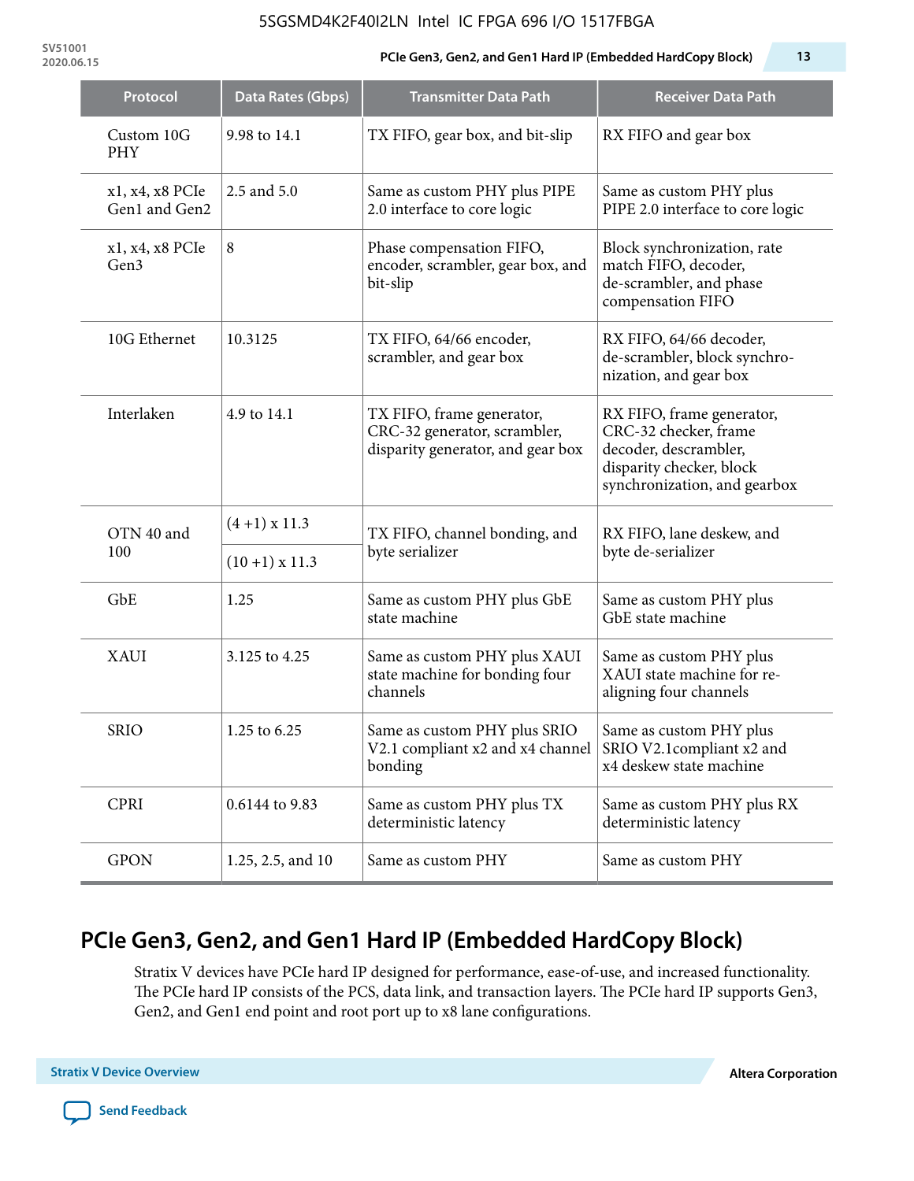| Protocol | Data Rates (Gbps) | Transmitter Data Path | Receiver Data Path |
|---|---|---|---|
| Custom 10G PHY | 9.98 to 14.1 | TX FIFO, gear box, and bit-slip | RX FIFO and gear box |
| x1, x4, x8 PCIe Gen1 and Gen2 | 2.5 and 5.0 | Same as custom PHY plus PIPE 2.0 interface to core logic | Same as custom PHY plus PIPE 2.0 interface to core logic |
| x1, x4, x8 PCIe Gen3 | 8 | Phase compensation FIFO, encoder, scrambler, gear box, and bit-slip | Block synchronization, rate match FIFO, decoder, de-scrambler, and phase compensation FIFO |
| 10G Ethernet | 10.3125 | TX FIFO, 64/66 encoder, scrambler, and gear box | RX FIFO, 64/66 decoder, de-scrambler, block synchro-nization, and gear box |
| Interlaken | 4.9 to 14.1 | TX FIFO, frame generator, CRC-32 generator, scrambler, disparity generator, and gear box | RX FIFO, frame generator, CRC-32 checker, frame decoder, descrambler, disparity checker, block synchronization, and gearbox |
| OTN 40 and 100 | (4 +1) x 11.3 | TX FIFO, channel bonding, and byte serializer | RX FIFO, lane deskew, and byte de-serializer |
| | (10 +1) x 11.3 | | |
| GbE | 1.25 | Same as custom PHY plus GbE state machine | Same as custom PHY plus GbE state machine |
| XAUI | 3.125 to 4.25 | Same as custom PHY plus XAUI state machine for bonding four channels | Same as custom PHY plus XAUI state machine for re-aligning four channels |
| SRIO | 1.25 to 6.25 | Same as custom PHY plus SRIO V2.1 compliant x2 and x4 channel bonding | Same as custom PHY plus SRIO V2.1compliant x2 and x4 deskew state machine |
| CPRI | 0.6144 to 9.83 | Same as custom PHY plus TX deterministic latency | Same as custom PHY plus RX deterministic latency |
| GPON | 1.25, 2.5, and 10 | Same as custom PHY | Same as custom PHY |

## PCIe Gen3, Gen2, and Gen1 Hard IP (Embedded HardCopy Block)

Stratix V devices have PCIe hard IP designed for performance, ease-of-use, and increased functionality. The PCIe hard IP consists of the PCS, data link, and transaction layers. The PCIe hard IP supports Gen3, Gen2, and Gen1 end point and root port up to x8 lane configurations.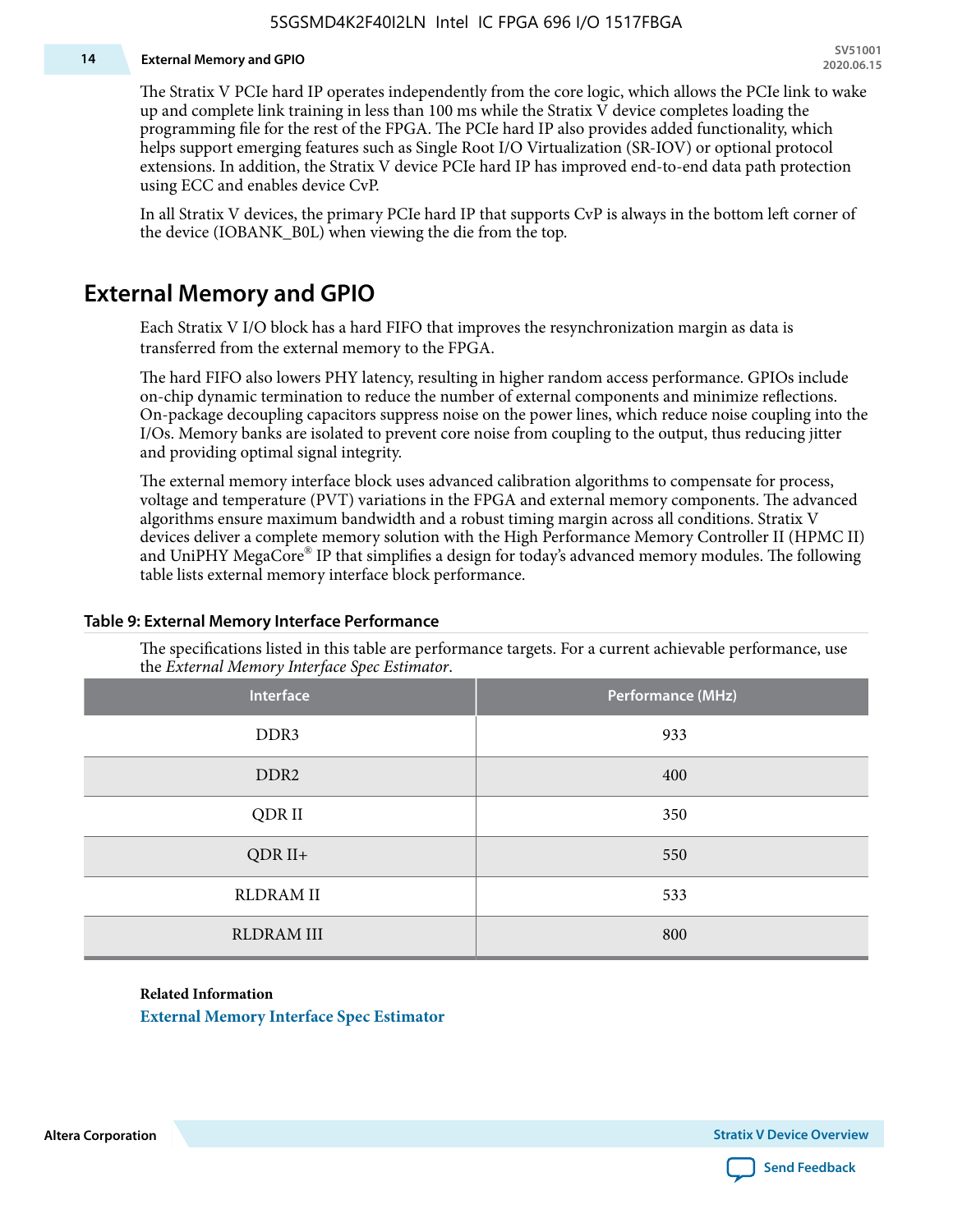The Stratix V PCIe hard IP operates independently from the core logic, which allows the PCIe link to wake up and complete link training in less than 100 ms while the Stratix V device completes loading the programming file for the rest of the FPGA. The PCIe hard IP also provides added functionality, which helps support emerging features such as Single Root I/O Virtualization (SR-IOV) or optional protocol extensions. In addition, the Stratix V device PCIe hard IP has improved end-to-end data path protection using ECC and enables device CvP.

In all Stratix V devices, the primary PCIe hard IP that supports CvP is always in the bottom left corner of the device (IOBANK_B0L) when viewing the die from the top.

## External Memory and GPIO

Each Stratix V I/O block has a hard FIFO that improves the resynchronization margin as data is transferred from the external memory to the FPGA.

The hard FIFO also lowers PHY latency, resulting in higher random access performance. GPIOs include on-chip dynamic termination to reduce the number of external components and minimize reflections. On-package decoupling capacitors suppress noise on the power lines, which reduce noise coupling into the I/Os. Memory banks are isolated to prevent core noise from coupling to the output, thus reducing jitter and providing optimal signal integrity.

The external memory interface block uses advanced calibration algorithms to compensate for process, voltage and temperature (PVT) variations in the FPGA and external memory components. The advanced algorithms ensure maximum bandwidth and a robust timing margin across all conditions. Stratix V devices deliver a complete memory solution with the High Performance Memory Controller II (HPMC II) and UniPHY MegaCore® IP that simplifies a design for today's advanced memory modules. The following table lists external memory interface block performance.

**Table 9: External Memory Interface Performance**

The specifications listed in this table are performance targets. For a current achievable performance, use the *External Memory Interface Spec Estimator*.

| Interface | Performance (MHz) |
|---|---|
| DDR3 | 933 |
| DDR2 | 400 |
| QDR II | 350 |
| QDR II+ | 550 |
| RLDRAM II | 533 |
| RLDRAM III | 800 |

**Related Information**

External Memory Interface Spec Estimator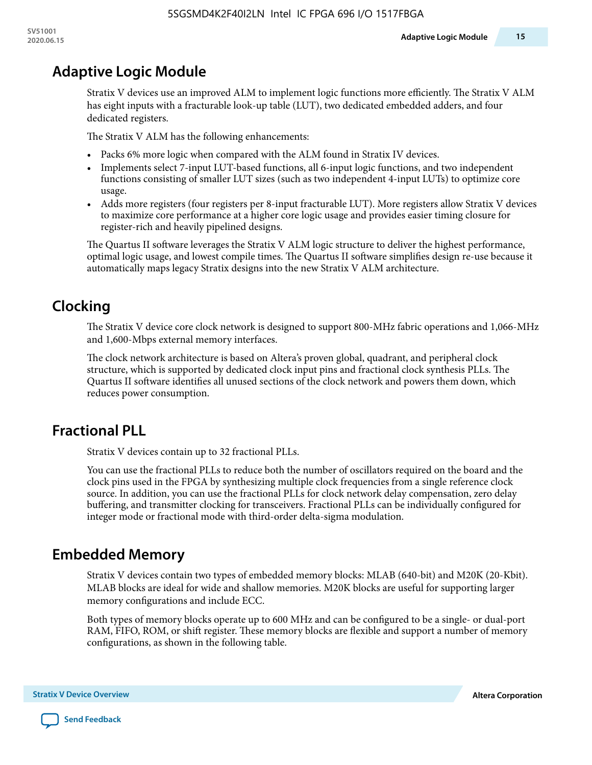## Adaptive Logic Module

Stratix V devices use an improved ALM to implement logic functions more efficiently. The Stratix V ALM has eight inputs with a fracturable look-up table (LUT), two dedicated embedded adders, and four dedicated registers.

The Stratix V ALM has the following enhancements:

- Packs 6% more logic when compared with the ALM found in Stratix IV devices.
- Implements select 7-input LUT-based functions, all 6-input logic functions, and two independent functions consisting of smaller LUT sizes (such as two independent 4-input LUTs) to optimize core usage.
- Adds more registers (four registers per 8-input fracturable LUT). More registers allow Stratix V devices to maximize core performance at a higher core logic usage and provides easier timing closure for register-rich and heavily pipelined designs.

The Quartus II software leverages the Stratix V ALM logic structure to deliver the highest performance, optimal logic usage, and lowest compile times. The Quartus II software simplifies design re-use because it automatically maps legacy Stratix designs into the new Stratix V ALM architecture.

## Clocking

The Stratix V device core clock network is designed to support 800-MHz fabric operations and 1,066-MHz and 1,600-Mbps external memory interfaces.

The clock network architecture is based on Altera's proven global, quadrant, and peripheral clock structure, which is supported by dedicated clock input pins and fractional clock synthesis PLLs. The Quartus II software identifies all unused sections of the clock network and powers them down, which reduces power consumption.

## Fractional PLL

Stratix V devices contain up to 32 fractional PLLs.

You can use the fractional PLLs to reduce both the number of oscillators required on the board and the clock pins used in the FPGA by synthesizing multiple clock frequencies from a single reference clock source. In addition, you can use the fractional PLLs for clock network delay compensation, zero delay buffering, and transmitter clocking for transceivers. Fractional PLLs can be individually configured for integer mode or fractional mode with third-order delta-sigma modulation.

## Embedded Memory

Stratix V devices contain two types of embedded memory blocks: MLAB (640-bit) and M20K (20-Kbit). MLAB blocks are ideal for wide and shallow memories. M20K blocks are useful for supporting larger memory configurations and include ECC.

Both types of memory blocks operate up to 600 MHz and can be configured to be a single- or dual-port RAM, FIFO, ROM, or shift register. These memory blocks are flexible and support a number of memory configurations, as shown in the following table.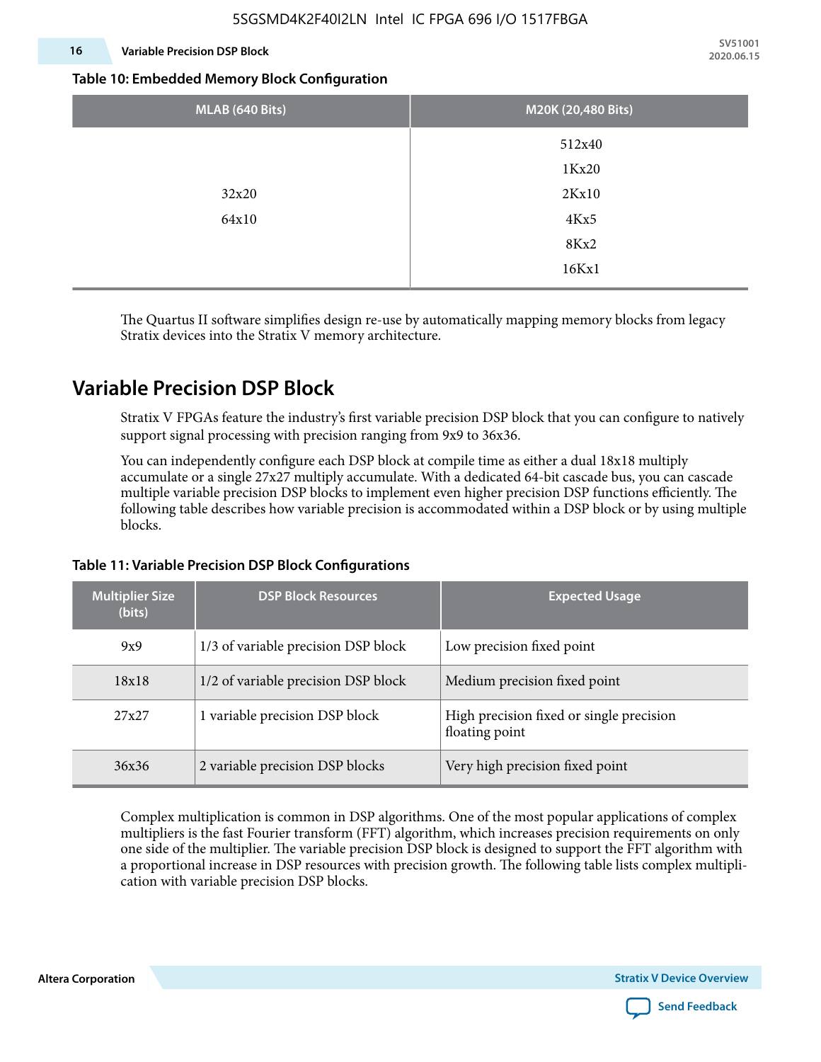**Table 10: Embedded Memory Block Configuration**

| MLAB (640 Bits) | M20K (20,480 Bits) |
|---|---|
| 32x20<br>64x10 | 512x40<br>1Kx20<br>2Kx10<br>4Kx5<br>8Kx2<br>16Kx1 |

The Quartus II software simplifies design re-use by automatically mapping memory blocks from legacy Stratix devices into the Stratix V memory architecture.

## Variable Precision DSP Block

Stratix V FPGAs feature the industry's first variable precision DSP block that you can configure to natively support signal processing with precision ranging from 9x9 to 36x36.

You can independently configure each DSP block at compile time as either a dual 18x18 multiply accumulate or a single 27x27 multiply accumulate. With a dedicated 64-bit cascade bus, you can cascade multiple variable precision DSP blocks to implement even higher precision DSP functions efficiently. The following table describes how variable precision is accommodated within a DSP block or by using multiple blocks.

**Table 11: Variable Precision DSP Block Configurations**

| Multiplier Size (bits) | DSP Block Resources | Expected Usage |
|---|---|---|
| 9x9 | 1/3 of variable precision DSP block | Low precision fixed point |
| 18x18 | 1/2 of variable precision DSP block | Medium precision fixed point |
| 27x27 | 1 variable precision DSP block | High precision fixed or single precision floating point |
| 36x36 | 2 variable precision DSP blocks | Very high precision fixed point |

Complex multiplication is common in DSP algorithms. One of the most popular applications of complex multipliers is the fast Fourier transform (FFT) algorithm, which increases precision requirements on only one side of the multiplier. The variable precision DSP block is designed to support the FFT algorithm with a proportional increase in DSP resources with precision growth. The following table lists complex multiplication with variable precision DSP blocks.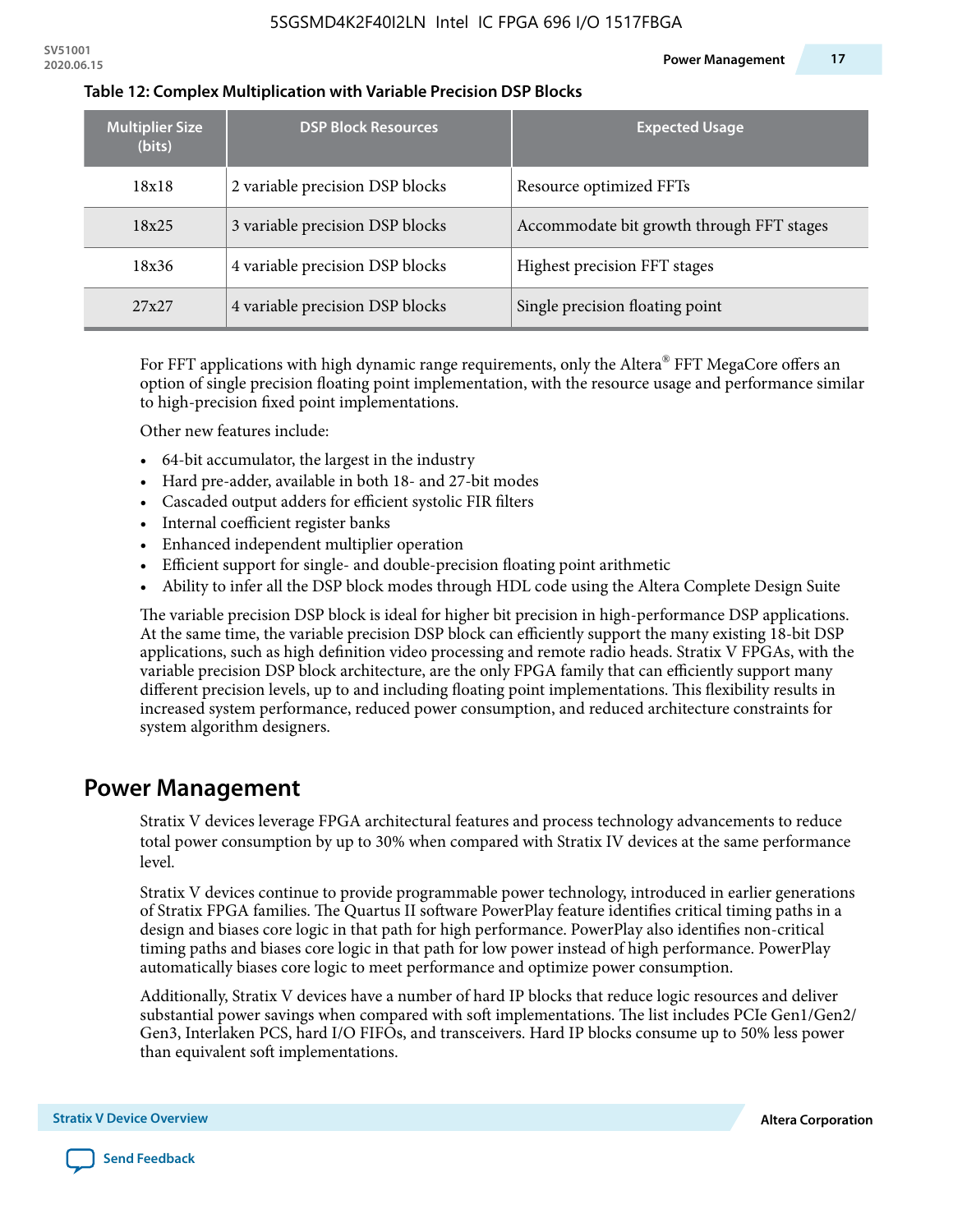**Table 12: Complex Multiplication with Variable Precision DSP Blocks**

| Multiplier Size (bits) | DSP Block Resources | Expected Usage |
|---|---|---|
| 18x18 | 2 variable precision DSP blocks | Resource optimized FFTs |
| 18x25 | 3 variable precision DSP blocks | Accommodate bit growth through FFT stages |
| 18x36 | 4 variable precision DSP blocks | Highest precision FFT stages |
| 27x27 | 4 variable precision DSP blocks | Single precision floating point |

For FFT applications with high dynamic range requirements, only the Altera® FFT MegaCore offers an option of single precision floating point implementation, with the resource usage and performance similar to high-precision fixed point implementations.

Other new features include:

- 64-bit accumulator, the largest in the industry
- Hard pre-adder, available in both 18- and 27-bit modes
- Cascaded output adders for efficient systolic FIR filters
- Internal coefficient register banks
- Enhanced independent multiplier operation
- Efficient support for single- and double-precision floating point arithmetic
- Ability to infer all the DSP block modes through HDL code using the Altera Complete Design Suite

The variable precision DSP block is ideal for higher bit precision in high-performance DSP applications. At the same time, the variable precision DSP block can efficiently support the many existing 18-bit DSP applications, such as high definition video processing and remote radio heads. Stratix V FPGAs, with the variable precision DSP block architecture, are the only FPGA family that can efficiently support many different precision levels, up to and including floating point implementations. This flexibility results in increased system performance, reduced power consumption, and reduced architecture constraints for system algorithm designers.

## Power Management

Stratix V devices leverage FPGA architectural features and process technology advancements to reduce total power consumption by up to 30% when compared with Stratix IV devices at the same performance level.

Stratix V devices continue to provide programmable power technology, introduced in earlier generations of Stratix FPGA families. The Quartus II software PowerPlay feature identifies critical timing paths in a design and biases core logic in that path for high performance. PowerPlay also identifies non-critical timing paths and biases core logic in that path for low power instead of high performance. PowerPlay automatically biases core logic to meet performance and optimize power consumption.

Additionally, Stratix V devices have a number of hard IP blocks that reduce logic resources and deliver substantial power savings when compared with soft implementations. The list includes PCIe Gen1/Gen2/Gen3, Interlaken PCS, hard I/O FIFOs, and transceivers. Hard IP blocks consume up to 50% less power than equivalent soft implementations.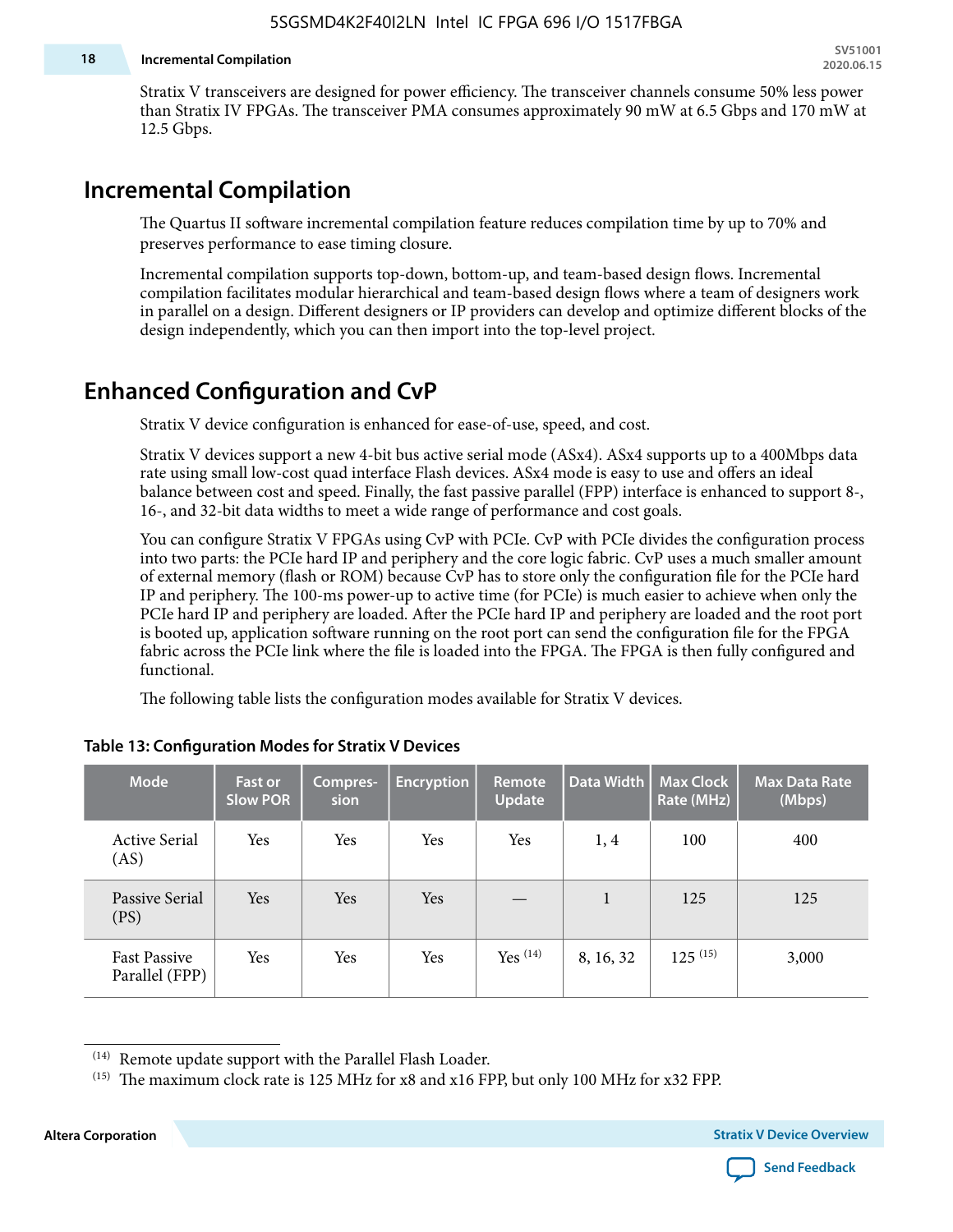Stratix V transceivers are designed for power efficiency. The transceiver channels consume 50% less power than Stratix IV FPGAs. The transceiver PMA consumes approximately 90 mW at 6.5 Gbps and 170 mW at 12.5 Gbps.

## Incremental Compilation

The Quartus II software incremental compilation feature reduces compilation time by up to 70% and preserves performance to ease timing closure.

Incremental compilation supports top-down, bottom-up, and team-based design flows. Incremental compilation facilitates modular hierarchical and team-based design flows where a team of designers work in parallel on a design. Different designers or IP providers can develop and optimize different blocks of the design independently, which you can then import into the top-level project.

## Enhanced Configuration and CvP

Stratix V device configuration is enhanced for ease-of-use, speed, and cost.

Stratix V devices support a new 4-bit bus active serial mode (ASx4). ASx4 supports up to a 400Mbps data rate using small low-cost quad interface Flash devices. ASx4 mode is easy to use and offers an ideal balance between cost and speed. Finally, the fast passive parallel (FPP) interface is enhanced to support 8-, 16-, and 32-bit data widths to meet a wide range of performance and cost goals.

You can configure Stratix V FPGAs using CvP with PCIe. CvP with PCIe divides the configuration process into two parts: the PCIe hard IP and periphery and the core logic fabric. CvP uses a much smaller amount of external memory (flash or ROM) because CvP has to store only the configuration file for the PCIe hard IP and periphery. The 100-ms power-up to active time (for PCIe) is much easier to achieve when only the PCIe hard IP and periphery are loaded. After the PCIe hard IP and periphery are loaded and the root port is booted up, application software running on the root port can send the configuration file for the FPGA fabric across the PCIe link where the file is loaded into the FPGA. The FPGA is then fully configured and functional.

The following table lists the configuration modes available for Stratix V devices.

**Table 13: Configuration Modes for Stratix V Devices**

| Mode | Fast or Slow POR | Compression | Encryption | Remote Update | Data Width | Max Clock Rate (MHz) | Max Data Rate (Mbps) |
|---|---|---|---|---|---|---|---|
| Active Serial (AS) | Yes | Yes | Yes | Yes | 1, 4 | 100 | 400 |
| Passive Serial (PS) | Yes | Yes | Yes | — | 1 | 125 | 125 |
| Fast Passive Parallel (FPP) | Yes | Yes | Yes | Yes [14] | 8, 16, 32 | 125 [15] | 3,000 |

[14] Remote update support with the Parallel Flash Loader.

[15] The maximum clock rate is 125 MHz for x8 and x16 FPP, but only 100 MHz for x32 FPP.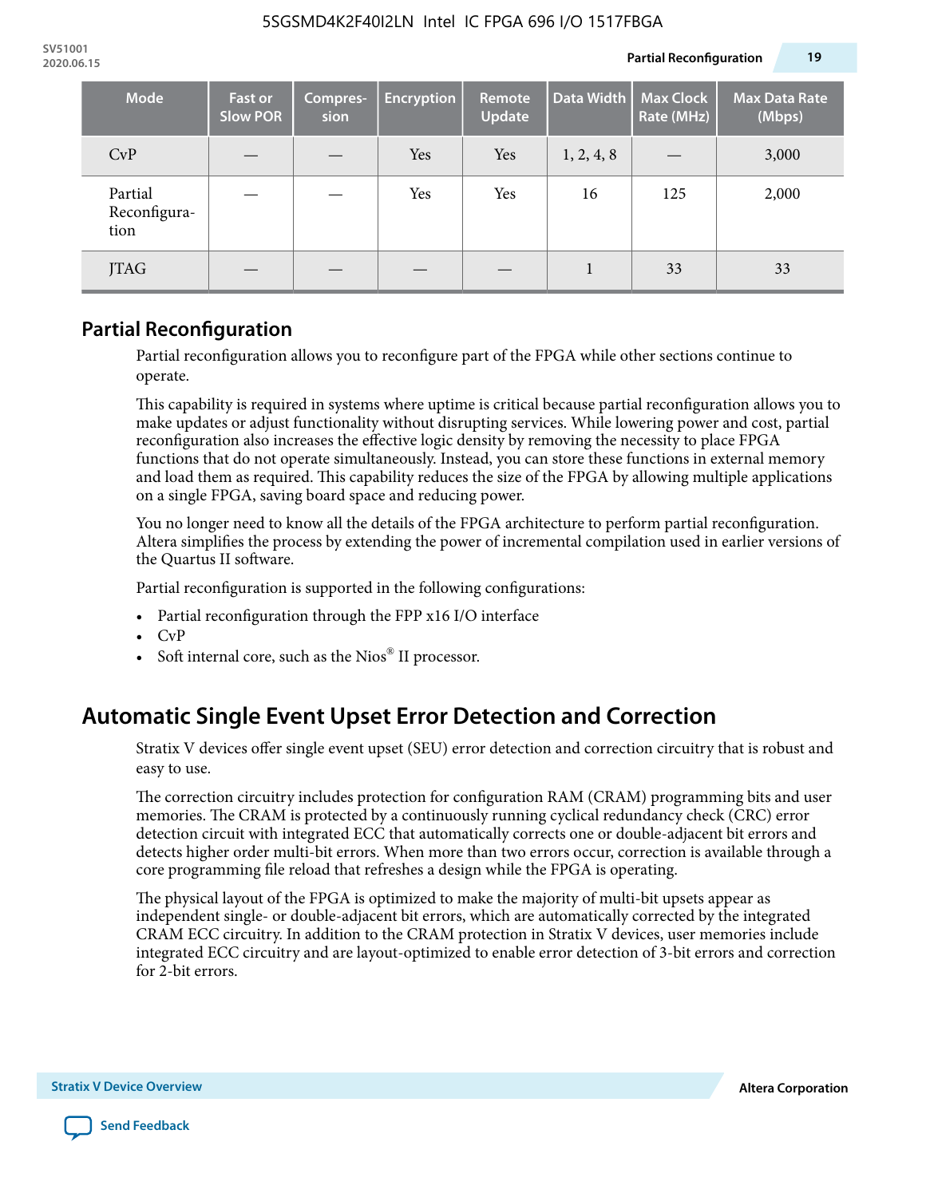| Mode | Fast or Slow POR | Compres-sion | Encryption | Remote Update | Data Width | Max Clock Rate (MHz) | Max Data Rate (Mbps) |
|---|---|---|---|---|---|---|---|
| CvP | — | — | Yes | Yes | 1, 2, 4, 8 | — | 3,000 |
| Partial Reconfigura-tion | — | — | Yes | Yes | 16 | 125 | 2,000 |
| JTAG | — | — | — | — | 1 | 33 | 33 |

## Partial Reconfiguration

Partial reconfiguration allows you to reconfigure part of the FPGA while other sections continue to operate.

This capability is required in systems where uptime is critical because partial reconfiguration allows you to make updates or adjust functionality without disrupting services. While lowering power and cost, partial reconfiguration also increases the effective logic density by removing the necessity to place FPGA functions that do not operate simultaneously. Instead, you can store these functions in external memory and load them as required. This capability reduces the size of the FPGA by allowing multiple applications on a single FPGA, saving board space and reducing power.

You no longer need to know all the details of the FPGA architecture to perform partial reconfiguration. Altera simplifies the process by extending the power of incremental compilation used in earlier versions of the Quartus II software.

Partial reconfiguration is supported in the following configurations:

- Partial reconfiguration through the FPP x16 I/O interface
- CvP
- Soft internal core, such as the Nios® II processor.

## Automatic Single Event Upset Error Detection and Correction

Stratix V devices offer single event upset (SEU) error detection and correction circuitry that is robust and easy to use.

The correction circuitry includes protection for configuration RAM (CRAM) programming bits and user memories. The CRAM is protected by a continuously running cyclical redundancy check (CRC) error detection circuit with integrated ECC that automatically corrects one or double-adjacent bit errors and detects higher order multi-bit errors. When more than two errors occur, correction is available through a core programming file reload that refreshes a design while the FPGA is operating.

The physical layout of the FPGA is optimized to make the majority of multi-bit upsets appear as independent single- or double-adjacent bit errors, which are automatically corrected by the integrated CRAM ECC circuitry. In addition to the CRAM protection in Stratix V devices, user memories include integrated ECC circuitry and are layout-optimized to enable error detection of 3-bit errors and correction for 2-bit errors.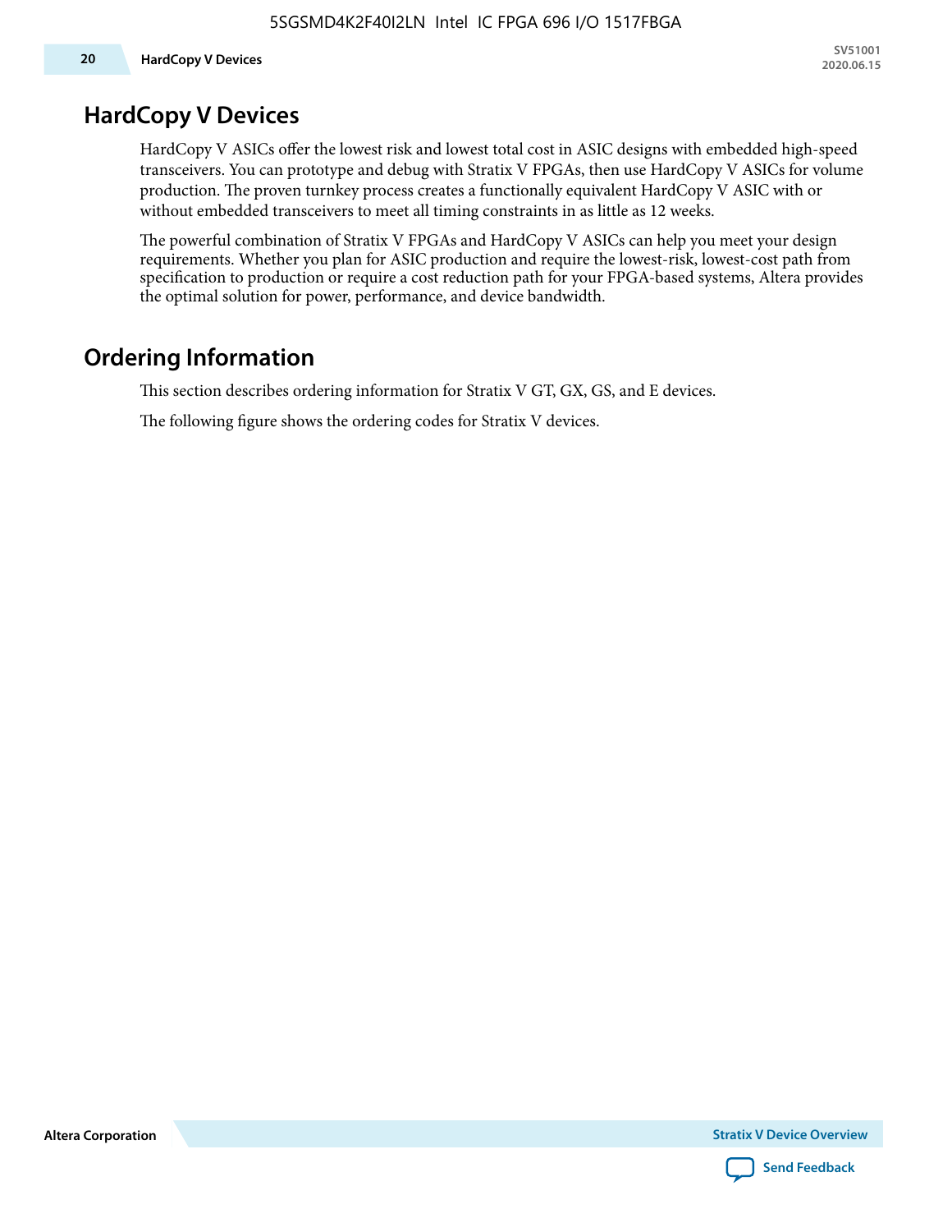## HardCopy V Devices

HardCopy V ASICs offer the lowest risk and lowest total cost in ASIC designs with embedded high-speed transceivers. You can prototype and debug with Stratix V FPGAs, then use HardCopy V ASICs for volume production. The proven turnkey process creates a functionally equivalent HardCopy V ASIC with or without embedded transceivers to meet all timing constraints in as little as 12 weeks.

The powerful combination of Stratix V FPGAs and HardCopy V ASICs can help you meet your design requirements. Whether you plan for ASIC production and require the lowest-risk, lowest-cost path from specification to production or require a cost reduction path for your FPGA-based systems, Altera provides the optimal solution for power, performance, and device bandwidth.

## Ordering Information

This section describes ordering information for Stratix V GT, GX, GS, and E devices.

The following figure shows the ordering codes for Stratix V devices.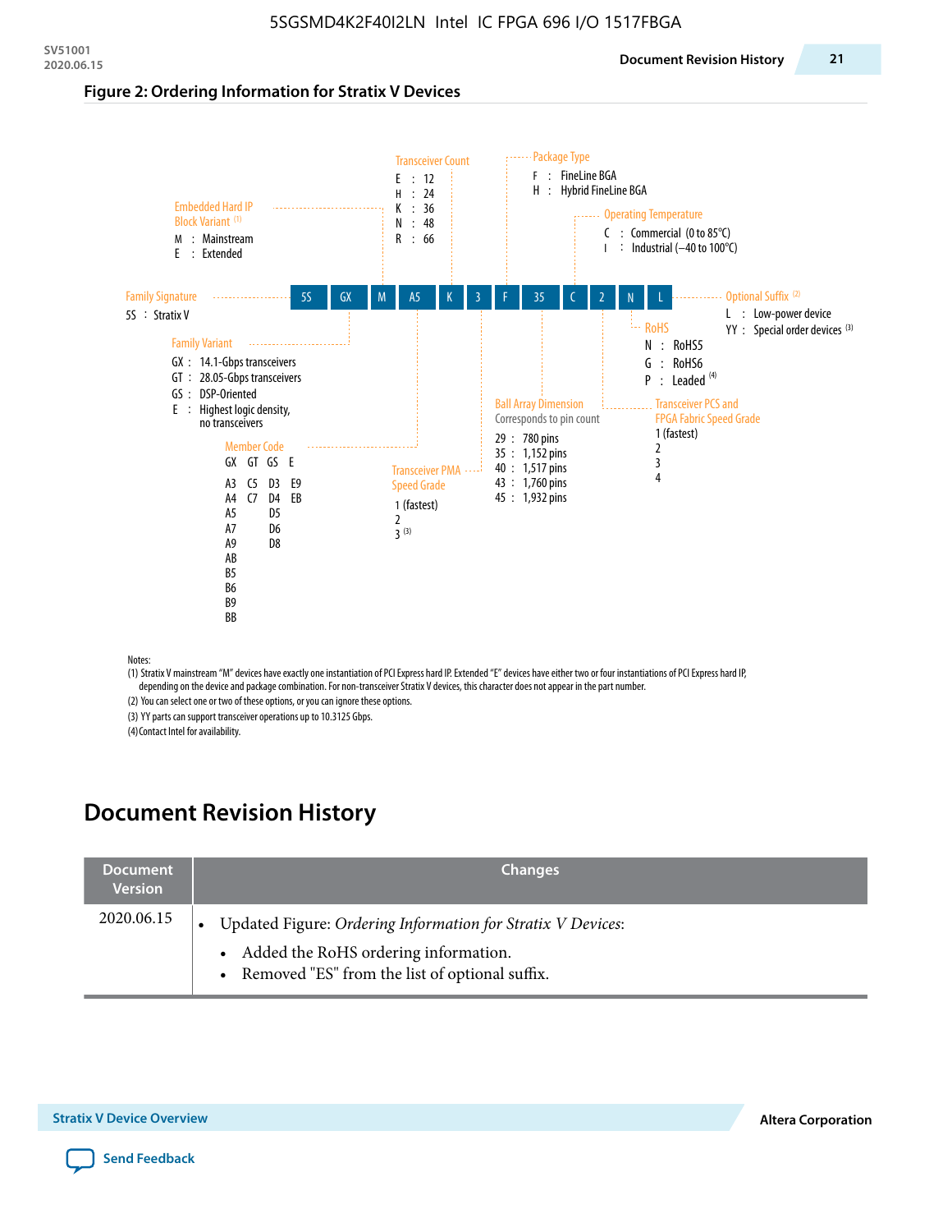**Figure 2: Ordering Information for Stratix V Devices**

5S | GX | M | A5 | K | 3 | F | 35 | C | 2 | N | L

**Family Signature**
5S : Stratix V

**Family Variant**
GX : 14.1-Gbps transceivers
GT : 28.05-Gbps transceivers
GS : DSP-Oriented
E : Highest logic density, no transceivers

**Embedded Hard IP Block Variant** [(1)]
M : Mainstream
E : Extended

**Member Code**

| GX | GT | GS | E |
|---|---|---|---|
| A3 | C5 | D3 | E9 |
| A4 | C7 | D4 | EB |
| A5 | | D5 | |
| A7 | | D6 | |
| A9 | | D8 | |
| AB | | | |
| B5 | | | |
| B6 | | | |
| B9 | | | |
| BB | | | |

**Transceiver Count**
E : 12
H : 24
K : 36
N : 48
R : 66

**Transceiver PMA Speed Grade**
1 (fastest)
2
3 [(3)]

**Package Type**
F : FineLine BGA
H : Hybrid FineLine BGA

**Ball Array Dimension**
Corresponds to pin count
29 : 780 pins
35 : 1,152 pins
40 : 1,517 pins
43 : 1,760 pins
45 : 1,932 pins

**Operating Temperature**
C : Commercial (0 to 85°C)
I : Industrial (–40 to 100°C)

**Transceiver PCS and FPGA Fabric Speed Grade**
1 (fastest)
2
3
4

**RoHS**
N : RoHS5
G : RoHS6
P : Leaded [(4)]

**Optional Suffix** [(2)]
L : Low-power device
YY : Special order devices [(3)]

Notes:
(1) Stratix V mainstream "M" devices have exactly one instantiation of PCI Express hard IP. Extended "E" devices have either two or four instantiations of PCI Express hard IP, depending on the device and package combination. For non-transceiver Stratix V devices, this character does not appear in the part number.
(2) You can select one or two of these options, or you can ignore these options.
(3) YY parts can support transceiver operations up to 10.3125 Gbps.
(4) Contact Intel for availability.

# Document Revision History

| Document Version | Changes |
|---|---|
| 2020.06.15 | • Updated Figure: *Ordering Information for Stratix V Devices*:<br>  • Added the RoHS ordering information.<br>  • Removed "ES" from the list of optional suffix. |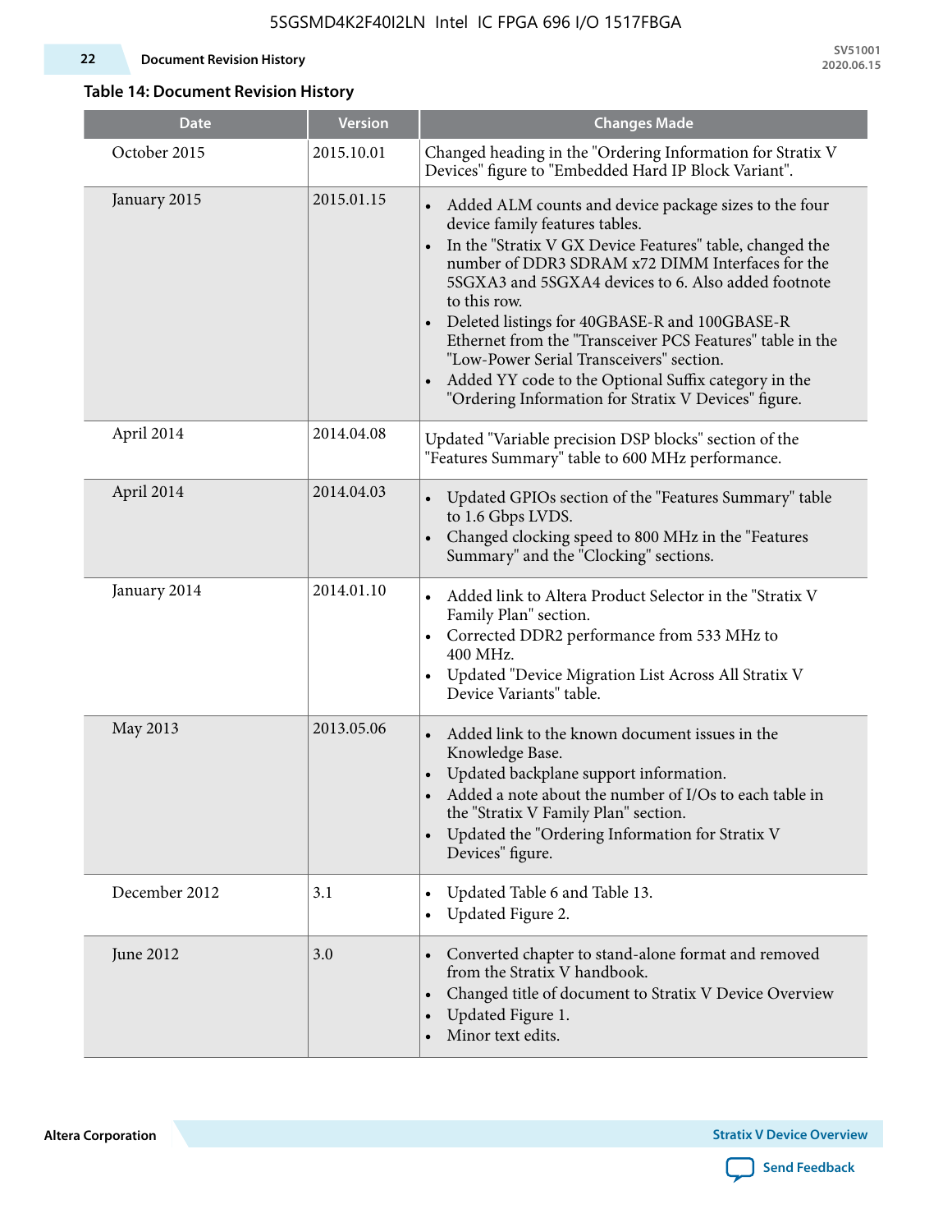**Table 14: Document Revision History**

| Date | Version | Changes Made |
|---|---|---|
| October 2015 | 2015.10.01 | Changed heading in the "Ordering Information for Stratix V Devices" figure to "Embedded Hard IP Block Variant". |
| January 2015 | 2015.01.15 | • Added ALM counts and device package sizes to the four device family features tables.<br>• In the "Stratix V GX Device Features" table, changed the number of DDR3 SDRAM x72 DIMM Interfaces for the 5SGXA3 and 5SGXA4 devices to 6. Also added footnote to this row.<br>• Deleted listings for 40GBASE-R and 100GBASE-R Ethernet from the "Transceiver PCS Features" table in the "Low-Power Serial Transceivers" section.<br>• Added YY code to the Optional Suffix category in the "Ordering Information for Stratix V Devices" figure. |
| April 2014 | 2014.04.08 | Updated "Variable precision DSP blocks" section of the "Features Summary" table to 600 MHz performance. |
| April 2014 | 2014.04.03 | • Updated GPIOs section of the "Features Summary" table to 1.6 Gbps LVDS.<br>• Changed clocking speed to 800 MHz in the "Features Summary" and the "Clocking" sections. |
| January 2014 | 2014.01.10 | • Added link to Altera Product Selector in the "Stratix V Family Plan" section.<br>• Corrected DDR2 performance from 533 MHz to 400 MHz.<br>• Updated "Device Migration List Across All Stratix V Device Variants" table. |
| May 2013 | 2013.05.06 | • Added link to the known document issues in the Knowledge Base.<br>• Updated backplane support information.<br>• Added a note about the number of I/Os to each table in the "Stratix V Family Plan" section.<br>• Updated the "Ordering Information for Stratix V Devices" figure. |
| December 2012 | 3.1 | • Updated Table 6 and Table 13.<br>• Updated Figure 2. |
| June 2012 | 3.0 | • Converted chapter to stand-alone format and removed from the Stratix V handbook.<br>• Changed title of document to Stratix V Device Overview<br>• Updated Figure 1.<br>• Minor text edits. |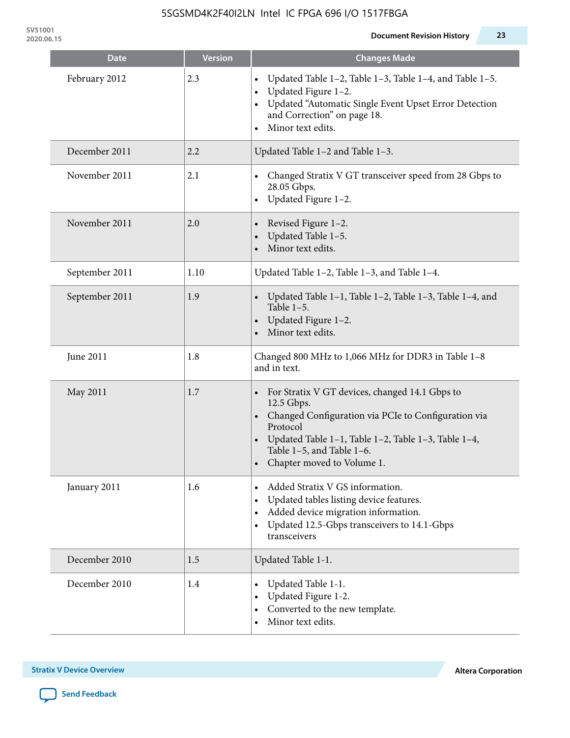| Date | Version | Changes Made |
|---|---|---|
| February 2012 | 2.3 | • Updated Table 1–2, Table 1–3, Table 1–4, and Table 1–5.<br>• Updated Figure 1–2.<br>• Updated “Automatic Single Event Upset Error Detection and Correction” on page 18.<br>• Minor text edits. |
| December 2011 | 2.2 | Updated Table 1–2 and Table 1–3. |
| November 2011 | 2.1 | • Changed Stratix V GT transceiver speed from 28 Gbps to 28.05 Gbps.<br>• Updated Figure 1–2. |
| November 2011 | 2.0 | • Revised Figure 1–2.<br>• Updated Table 1–5.<br>• Minor text edits. |
| September 2011 | 1.10 | Updated Table 1–2, Table 1–3, and Table 1–4. |
| September 2011 | 1.9 | • Updated Table 1–1, Table 1–2, Table 1–3, Table 1–4, and Table 1–5.<br>• Updated Figure 1–2.<br>• Minor text edits. |
| June 2011 | 1.8 | Changed 800 MHz to 1,066 MHz for DDR3 in Table 1–8 and in text. |
| May 2011 | 1.7 | • For Stratix V GT devices, changed 14.1 Gbps to 12.5 Gbps.<br>• Changed Configuration via PCIe to Configuration via Protocol<br>• Updated Table 1–1, Table 1–2, Table 1–3, Table 1–4, Table 1–5, and Table 1–6.<br>• Chapter moved to Volume 1. |
| January 2011 | 1.6 | • Added Stratix V GS information.<br>• Updated tables listing device features.<br>• Added device migration information.<br>• Updated 12.5-Gbps transceivers to 14.1-Gbps transceivers |
| December 2010 | 1.5 | Updated Table 1-1. |
| December 2010 | 1.4 | • Updated Table 1-1.<br>• Updated Figure 1-2.<br>• Converted to the new template.<br>• Minor text edits. |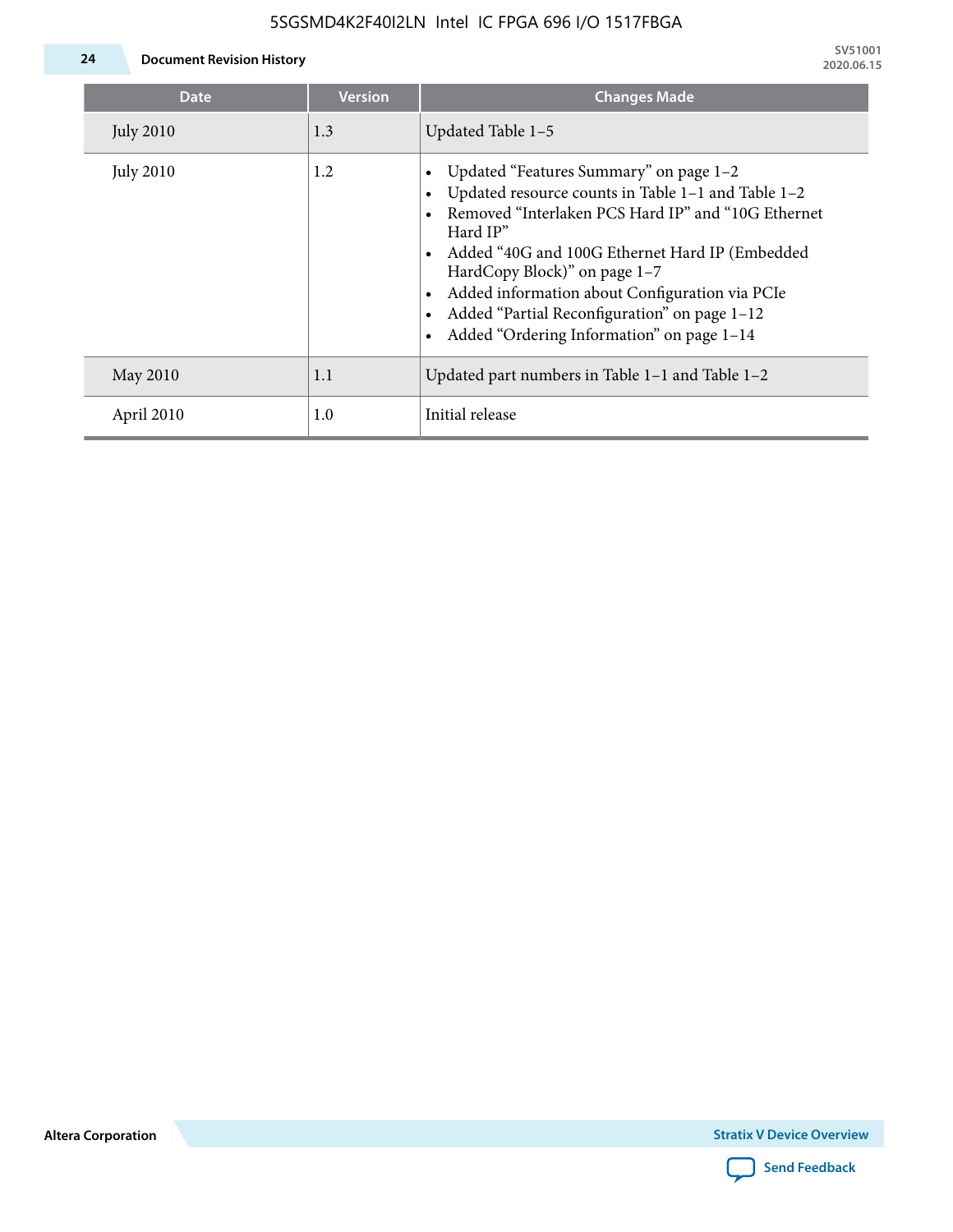| Date | Version | Changes Made |
| --- | --- | --- |
| July 2010 | 1.3 | Updated Table 1–5 |
| July 2010 | 1.2 | • Updated “Features Summary” on page 1–2<br>• Updated resource counts in Table 1–1 and Table 1–2<br>• Removed “Interlaken PCS Hard IP” and “10G Ethernet Hard IP”<br>• Added “40G and 100G Ethernet Hard IP (Embedded HardCopy Block)” on page 1–7<br>• Added information about Configuration via PCIe<br>• Added “Partial Reconfiguration” on page 1–12<br>• Added “Ordering Information” on page 1–14 |
| May 2010 | 1.1 | Updated part numbers in Table 1–1 and Table 1–2 |
| April 2010 | 1.0 | Initial release |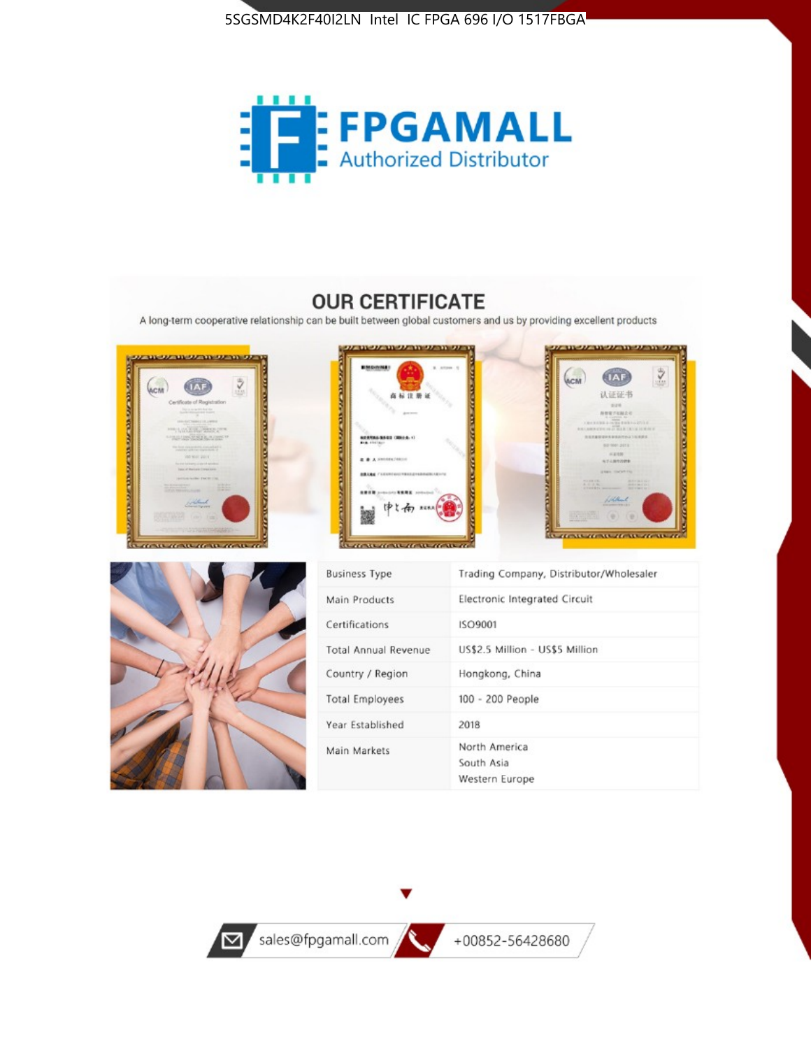FPGAMALL

Authorized Distributor

## OUR CERTIFICATE

A long-term cooperative relationship can be built between global customers and us by providing excellent products

| | |
|---|---|
| Business Type | Trading Company, Distributor/Wholesaler |
| Main Products | Electronic Integrated Circuit |
| Certifications | ISO9001 |
| Total Annual Revenue | US$2.5 Million - US$5 Million |
| Country / Region | Hongkong, China |
| Total Employees | 100 - 200 People |
| Year Established | 2018 |
| Main Markets | North America<br>South Asia<br>Western Europe |

sales@fpgamall.com

+00852-56428680